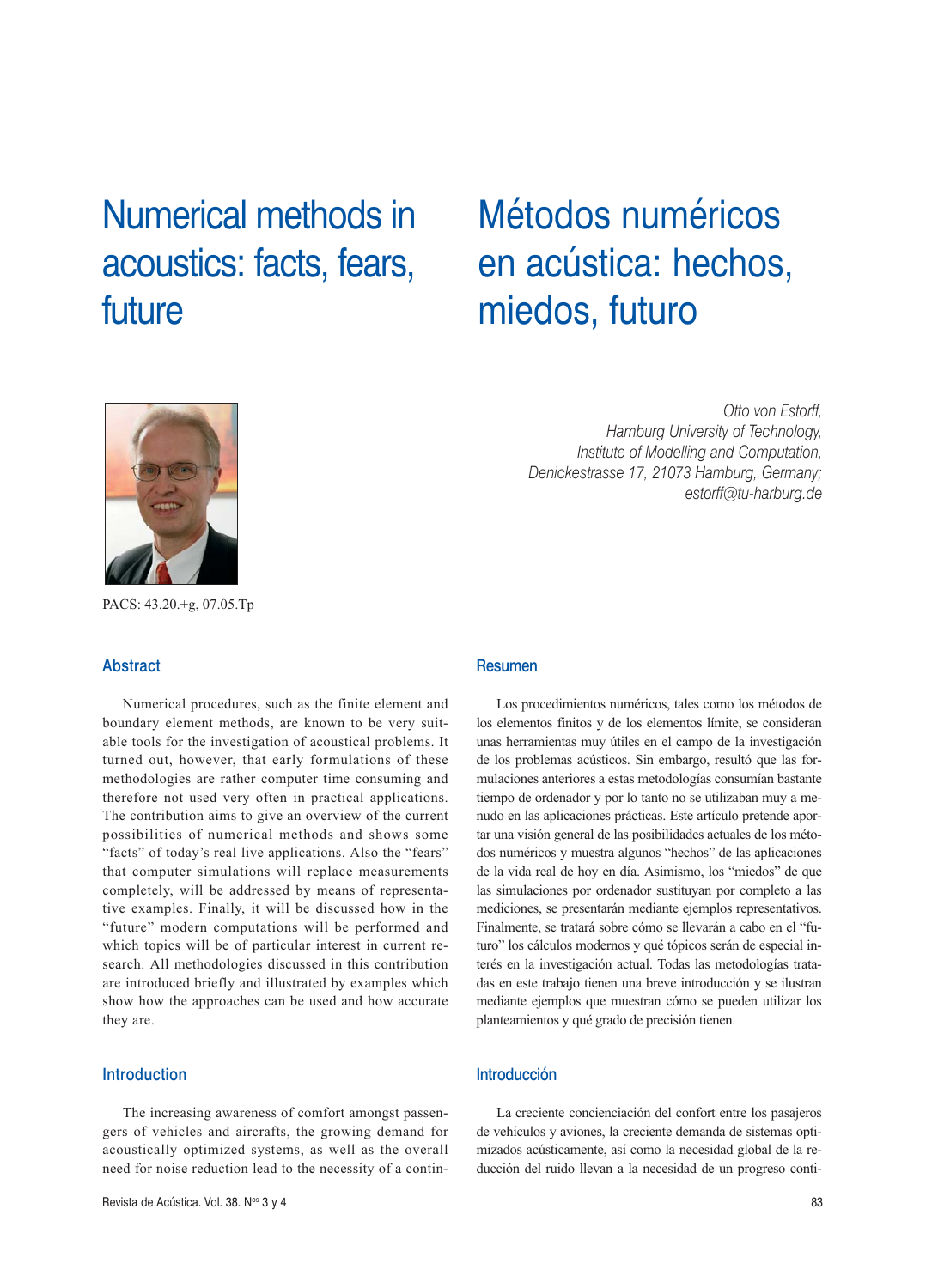# Numerical methods in acoustics: facts, fears, future

# Métodos numéricos en acústica: hechos, miedos, futuro

*Otto von Estorff,*
*Hamburg University of Technology,*
*Institute of Modelling and Computation,*
*Denickestrasse 17, 21073 Hamburg, Germany;*
*estorff@tu-harburg.de*

PACS: 43.20.+g, 07.05.Tp

## Abstract

Numerical procedures, such as the finite element and boundary element methods, are known to be very suitable tools for the investigation of acoustical problems. It turned out, however, that early formulations of these methodologies are rather computer time consuming and therefore not used very often in practical applications. The contribution aims to give an overview of the current possibilities of numerical methods and shows some "facts" of today's real live applications. Also the "fears" that computer simulations will replace measurements completely, will be addressed by means of representative examples. Finally, it will be discussed how in the "future" modern computations will be performed and which topics will be of particular interest in current research. All methodologies discussed in this contribution are introduced briefly and illustrated by examples which show how the approaches can be used and how accurate they are.

## Resumen

Los procedimientos numéricos, tales como los métodos de los elementos finitos y de los elementos límite, se consideran unas herramientas muy útiles en el campo de la investigación de los problemas acústicos. Sin embargo, resultó que las formulaciones anteriores a estas metodologías consumían bastante tiempo de ordenador y por lo tanto no se utilizaban muy a menudo en las aplicaciones prácticas. Este artículo pretende aportar una visión general de las posibilidades actuales de los métodos numéricos y muestra algunos "hechos" de las aplicaciones de la vida real de hoy en día. Asimismo, los "miedos" de que las simulaciones por ordenador sustituyan por completo a las mediciones, se presentarán mediante ejemplos representativos. Finalmente, se tratará sobre cómo se llevarán a cabo en el "futuro" los cálculos modernos y qué tópicos serán de especial interés en la investigación actual. Todas las metodologías tratadas en este trabajo tienen una breve introducción y se ilustran mediante ejemplos que muestran cómo se pueden utilizar los planteamientos y qué grado de precisión tienen.

## Introduction

The increasing awareness of comfort amongst passengers of vehicles and aircrafts, the growing demand for acoustically optimized systems, as well as the overall need for noise reduction lead to the necessity of a contin-

## Introducción

La creciente concienciación del confort entre los pasajeros de vehículos y aviones, la creciente demanda de sistemas optimizados acústicamente, así como la necesidad global de la reducción del ruido llevan a la necesidad de un progreso conti-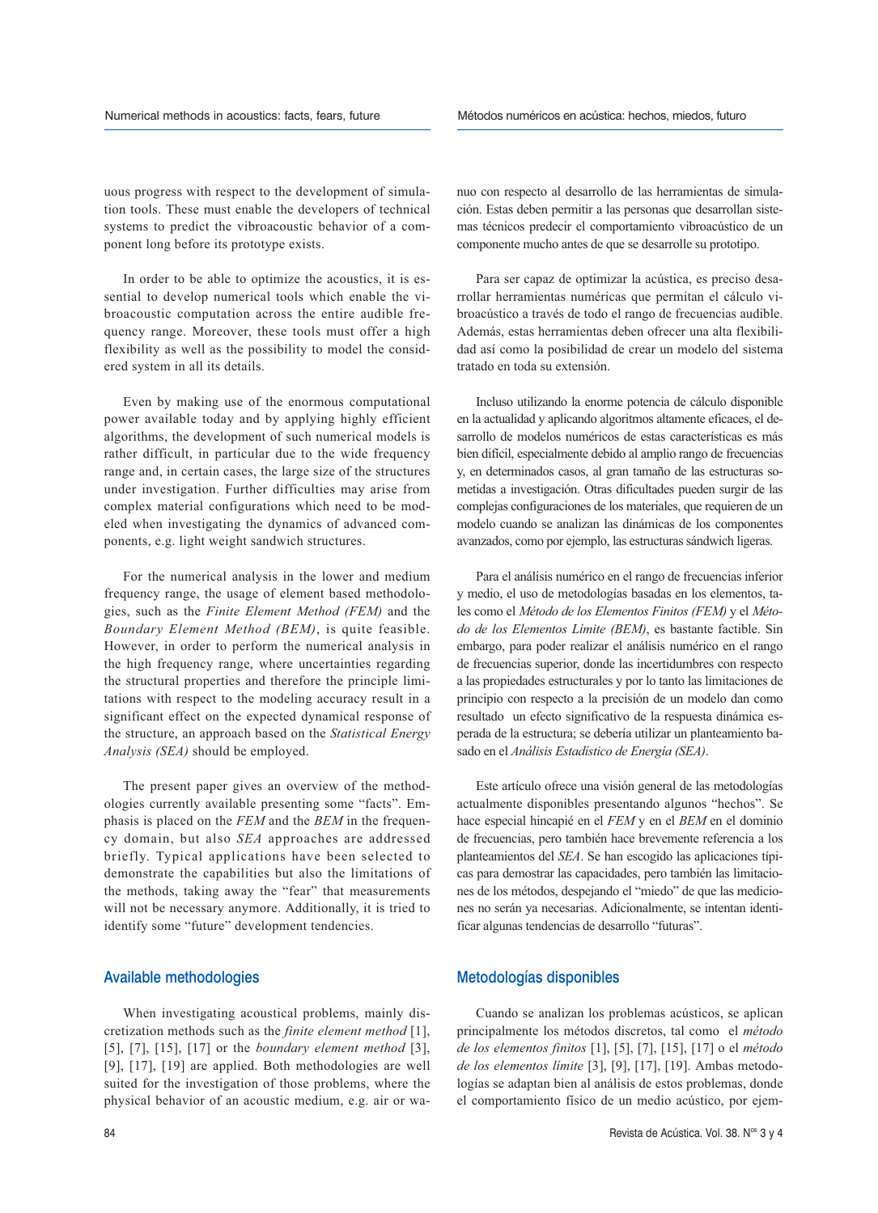uous progress with respect to the development of simulation tools. These must enable the developers of technical systems to predict the vibroacoustic behavior of a component long before its prototype exists.

In order to be able to optimize the acoustics, it is essential to develop numerical tools which enable the vibroacoustic computation across the entire audible frequency range. Moreover, these tools must offer a high flexibility as well as the possibility to model the considered system in all its details.

Even by making use of the enormous computational power available today and by applying highly efficient algorithms, the development of such numerical models is rather difficult, in particular due to the wide frequency range and, in certain cases, the large size of the structures under investigation. Further difficulties may arise from complex material configurations which need to be modeled when investigating the dynamics of advanced components, e.g. light weight sandwich structures.

For the numerical analysis in the lower and medium frequency range, the usage of element based methodologies, such as the *Finite Element Method (FEM)* and the *Boundary Element Method (BEM)*, is quite feasible. However, in order to perform the numerical analysis in the high frequency range, where uncertainties regarding the structural properties and therefore the principle limitations with respect to the modeling accuracy result in a significant effect on the expected dynamical response of the structure, an approach based on the *Statistical Energy Analysis (SEA)* should be employed.

The present paper gives an overview of the methodologies currently available presenting some "facts". Emphasis is placed on the *FEM* and the *BEM* in the frequency domain, but also *SEA* approaches are addressed briefly. Typical applications have been selected to demonstrate the capabilities but also the limitations of the methods, taking away the "fear" that measurements will not be necessary anymore. Additionally, it is tried to identify some "future" development tendencies.

## Available methodologies

When investigating acoustical problems, mainly discretization methods such as the *finite element method* [1], [5], [7], [15], [17] or the *boundary element method* [3], [9], [17], [19] are applied. Both methodologies are well suited for the investigation of those problems, where the physical behavior of an acoustic medium, e.g. air or wa-

nuo con respecto al desarrollo de las herramientas de simulación. Estas deben permitir a las personas que desarrollan sistemas técnicos predecir el comportamiento vibroacústico de un componente mucho antes de que se desarrolle su prototipo.

Para ser capaz de optimizar la acústica, es preciso desarrollar herramientas numéricas que permitan el cálculo vibroacústico a través de todo el rango de frecuencias audible. Además, estas herramientas deben ofrecer una alta flexibilidad así como la posibilidad de crear un modelo del sistema tratado en toda su extensión.

Incluso utilizando la enorme potencia de cálculo disponible en la actualidad y aplicando algoritmos altamente eficaces, el desarrollo de modelos numéricos de estas características es más bien difícil, especialmente debido al amplio rango de frecuencias y, en determinados casos, al gran tamaño de las estructuras sometidas a investigación. Otras dificultades pueden surgir de las complejas configuraciones de los materiales, que requieren de un modelo cuando se analizan las dinámicas de los componentes avanzados, como por ejemplo, las estructuras sándwich ligeras.

Para el análisis numérico en el rango de frecuencias inferior y medio, el uso de metodologías basadas en los elementos, tales como el *Método de los Elementos Finitos (FEM)* y el *Método de los Elementos Límite (BEM)*, es bastante factible. Sin embargo, para poder realizar el análisis numérico en el rango de frecuencias superior, donde las incertidumbres con respecto a las propiedades estructurales y por lo tanto las limitaciones de principio con respecto a la precisión de un modelo dan como resultado un efecto significativo de la respuesta dinámica esperada de la estructura; se debería utilizar un planteamiento basado en el *Análisis Estadístico de Energía (SEA)*.

Este artículo ofrece una visión general de las metodologías actualmente disponibles presentando algunos "hechos". Se hace especial hincapié en el *FEM* y en el *BEM* en el dominio de frecuencias, pero también hace brevemente referencia a los planteamientos del *SEA*. Se han escogido las aplicaciones típicas para demostrar las capacidades, pero también las limitaciones de los métodos, despejando el "miedo" de que las mediciones no serán ya necesarias. Adicionalmente, se intentan identificar algunas tendencias de desarrollo "futuras".

## Metodologías disponibles

Cuando se analizan los problemas acústicos, se aplican principalmente los métodos discretos, tal como el *método de los elementos finitos* [1], [5], [7], [15], [17] o el *método de los elementos límite* [3], [9], [17], [19]. Ambas metodologías se adaptan bien al análisis de estos problemas, donde el comportamiento físico de un medio acústico, por ejem-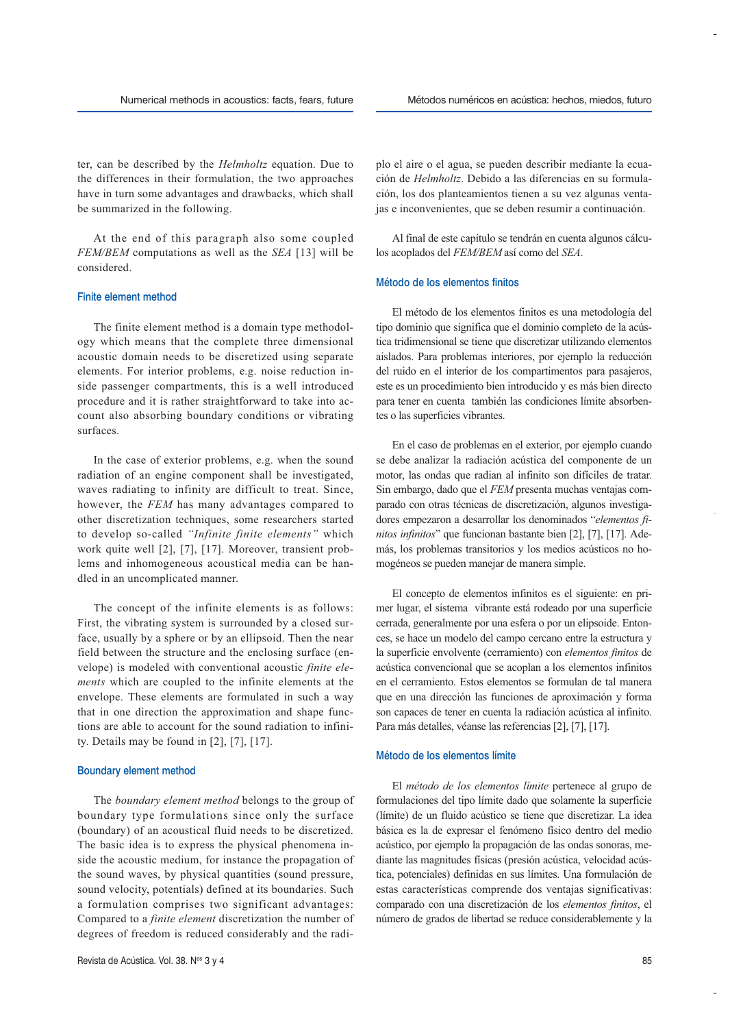ter, can be described by the *Helmholtz* equation. Due to the differences in their formulation, the two approaches have in turn some advantages and drawbacks, which shall be summarized in the following.

At the end of this paragraph also some coupled *FEM/BEM* computations as well as the *SEA* [13] will be considered.

### Finite element method

The finite element method is a domain type methodology which means that the complete three dimensional acoustic domain needs to be discretized using separate elements. For interior problems, e.g. noise reduction inside passenger compartments, this is a well introduced procedure and it is rather straightforward to take into account also absorbing boundary conditions or vibrating surfaces.

In the case of exterior problems, e.g. when the sound radiation of an engine component shall be investigated, waves radiating to infinity are difficult to treat. Since, however, the *FEM* has many advantages compared to other discretization techniques, some researchers started to develop so-called *"Infinite finite elements"* which work quite well [2], [7], [17]. Moreover, transient problems and inhomogeneous acoustical media can be handled in an uncomplicated manner.

The concept of the infinite elements is as follows: First, the vibrating system is surrounded by a closed surface, usually by a sphere or by an ellipsoid. Then the near field between the structure and the enclosing surface (envelope) is modeled with conventional acoustic *finite elements* which are coupled to the infinite elements at the envelope. These elements are formulated in such a way that in one direction the approximation and shape functions are able to account for the sound radiation to infinity. Details may be found in [2], [7], [17].

### Boundary element method

The *boundary element method* belongs to the group of boundary type formulations since only the surface (boundary) of an acoustical fluid needs to be discretized. The basic idea is to express the physical phenomena inside the acoustic medium, for instance the propagation of the sound waves, by physical quantities (sound pressure, sound velocity, potentials) defined at its boundaries. Such a formulation comprises two significant advantages: Compared to a *finite element* discretization the number of degrees of freedom is reduced considerably and the radi-

plo el aire o el agua, se pueden describir mediante la ecuación de *Helmholtz*. Debido a las diferencias en su formulación, los dos planteamientos tienen a su vez algunas ventajas e inconvenientes, que se deben resumir a continuación.

Al final de este capítulo se tendrán en cuenta algunos cálculos acoplados del *FEM/BEM* así como del *SEA*.

### Método de los elementos finitos

El método de los elementos finitos es una metodología del tipo dominio que significa que el dominio completo de la acústica tridimensional se tiene que discretizar utilizando elementos aislados. Para problemas interiores, por ejemplo la reducción del ruido en el interior de los compartimentos para pasajeros, este es un procedimiento bien introducido y es más bien directo para tener en cuenta también las condiciones límite absorbentes o las superficies vibrantes.

En el caso de problemas en el exterior, por ejemplo cuando se debe analizar la radiación acústica del componente de un motor, las ondas que radian al infinito son difíciles de tratar. Sin embargo, dado que el *FEM* presenta muchas ventajas comparado con otras técnicas de discretización, algunos investigadores empezaron a desarrollar los denominados "*elementos finitos infinitos*" que funcionan bastante bien [2], [7], [17]. Además, los problemas transitorios y los medios acústicos no homogéneos se pueden manejar de manera simple.

El concepto de elementos infinitos es el siguiente: en primer lugar, el sistema vibrante está rodeado por una superficie cerrada, generalmente por una esfera o por un elipsoide. Entonces, se hace un modelo del campo cercano entre la estructura y la superficie envolvente (cerramiento) con *elementos finitos* de acústica convencional que se acoplan a los elementos infinitos en el cerramiento. Estos elementos se formulan de tal manera que en una dirección las funciones de aproximación y forma son capaces de tener en cuenta la radiación acústica al infinito. Para más detalles, véanse las referencias [2], [7], [17].

### Método de los elementos límite

El *método de los elementos límite* pertenece al grupo de formulaciones del tipo límite dado que solamente la superficie (límite) de un fluido acústico se tiene que discretizar. La idea básica es la de expresar el fenómeno físico dentro del medio acústico, por ejemplo la propagación de las ondas sonoras, mediante las magnitudes físicas (presión acústica, velocidad acústica, potenciales) definidas en sus límites. Una formulación de estas características comprende dos ventajas significativas: comparado con una discretización de los *elementos finitos*, el número de grados de libertad se reduce considerablemente y la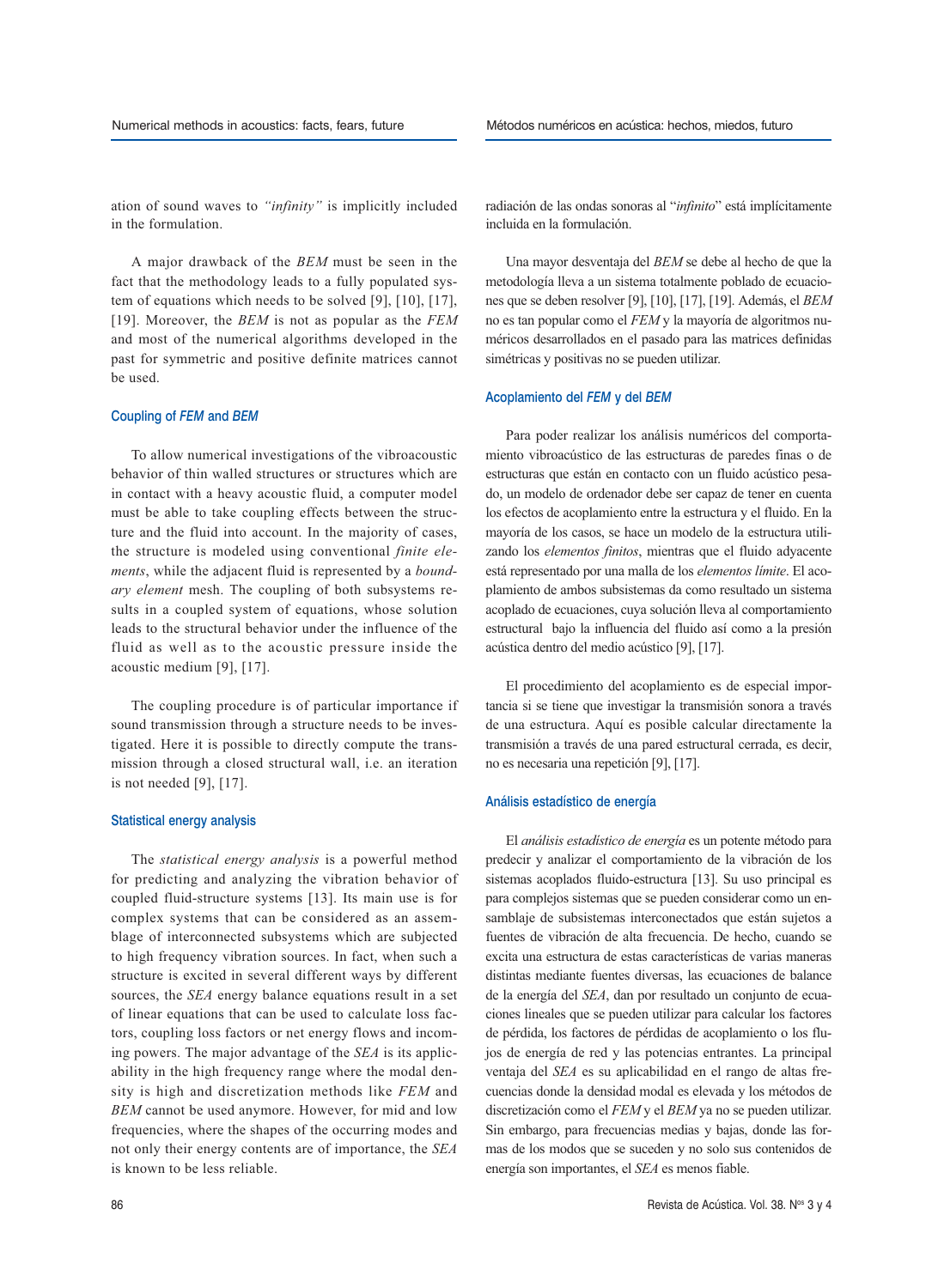ation of sound waves to *"infinity"* is implicitly included in the formulation.

A major drawback of the *BEM* must be seen in the fact that the methodology leads to a fully populated system of equations which needs to be solved [9], [10], [17], [19]. Moreover, the *BEM* is not as popular as the *FEM* and most of the numerical algorithms developed in the past for symmetric and positive definite matrices cannot be used.

### Coupling of *FEM* and *BEM*

To allow numerical investigations of the vibroacoustic behavior of thin walled structures or structures which are in contact with a heavy acoustic fluid, a computer model must be able to take coupling effects between the structure and the fluid into account. In the majority of cases, the structure is modeled using conventional *finite elements*, while the adjacent fluid is represented by a *boundary element* mesh. The coupling of both subsystems results in a coupled system of equations, whose solution leads to the structural behavior under the influence of the fluid as well as to the acoustic pressure inside the acoustic medium [9], [17].

The coupling procedure is of particular importance if sound transmission through a structure needs to be investigated. Here it is possible to directly compute the transmission through a closed structural wall, i.e. an iteration is not needed [9], [17].

### Statistical energy analysis

The *statistical energy analysis* is a powerful method for predicting and analyzing the vibration behavior of coupled fluid-structure systems [13]. Its main use is for complex systems that can be considered as an assemblage of interconnected subsystems which are subjected to high frequency vibration sources. In fact, when such a structure is excited in several different ways by different sources, the *SEA* energy balance equations result in a set of linear equations that can be used to calculate loss factors, coupling loss factors or net energy flows and incoming powers. The major advantage of the *SEA* is its applicability in the high frequency range where the modal density is high and discretization methods like *FEM* and *BEM* cannot be used anymore. However, for mid and low frequencies, where the shapes of the occurring modes and not only their energy contents are of importance, the *SEA* is known to be less reliable.

radiación de las ondas sonoras al "*infinito*" está implícitamente incluida en la formulación.

Una mayor desventaja del *BEM* se debe al hecho de que la metodología lleva a un sistema totalmente poblado de ecuaciones que se deben resolver [9], [10], [17], [19]. Además, el *BEM* no es tan popular como el *FEM* y la mayoría de algoritmos numéricos desarrollados en el pasado para las matrices definidas simétricas y positivas no se pueden utilizar.

### Acoplamiento del *FEM* y del *BEM*

Para poder realizar los análisis numéricos del comportamiento vibroacústico de las estructuras de paredes finas o de estructuras que están en contacto con un fluido acústico pesado, un modelo de ordenador debe ser capaz de tener en cuenta los efectos de acoplamiento entre la estructura y el fluido. En la mayoría de los casos, se hace un modelo de la estructura utilizando los *elementos finitos*, mientras que el fluido adyacente está representado por una malla de los *elementos límite*. El acoplamiento de ambos subsistemas da como resultado un sistema acoplado de ecuaciones, cuya solución lleva al comportamiento estructural bajo la influencia del fluido así como a la presión acústica dentro del medio acústico [9], [17].

El procedimiento del acoplamiento es de especial importancia si se tiene que investigar la transmisión sonora a través de una estructura. Aquí es posible calcular directamente la transmisión a través de una pared estructural cerrada, es decir, no es necesaria una repetición [9], [17].

### Análisis estadístico de energía

El *análisis estadístico de energía* es un potente método para predecir y analizar el comportamiento de la vibración de los sistemas acoplados fluido-estructura [13]. Su uso principal es para complejos sistemas que se pueden considerar como un ensamblaje de subsistemas interconectados que están sujetos a fuentes de vibración de alta frecuencia. De hecho, cuando se excita una estructura de estas características de varias maneras distintas mediante fuentes diversas, las ecuaciones de balance de la energía del *SEA*, dan por resultado un conjunto de ecuaciones lineales que se pueden utilizar para calcular los factores de pérdida, los factores de pérdidas de acoplamiento o los flujos de energía de red y las potencias entrantes. La principal ventaja del *SEA* es su aplicabilidad en el rango de altas frecuencias donde la densidad modal es elevada y los métodos de discretización como el *FEM* y el *BEM* ya no se pueden utilizar. Sin embargo, para frecuencias medias y bajas, donde las formas de los modos que se suceden y no solo sus contenidos de energía son importantes, el *SEA* es menos fiable.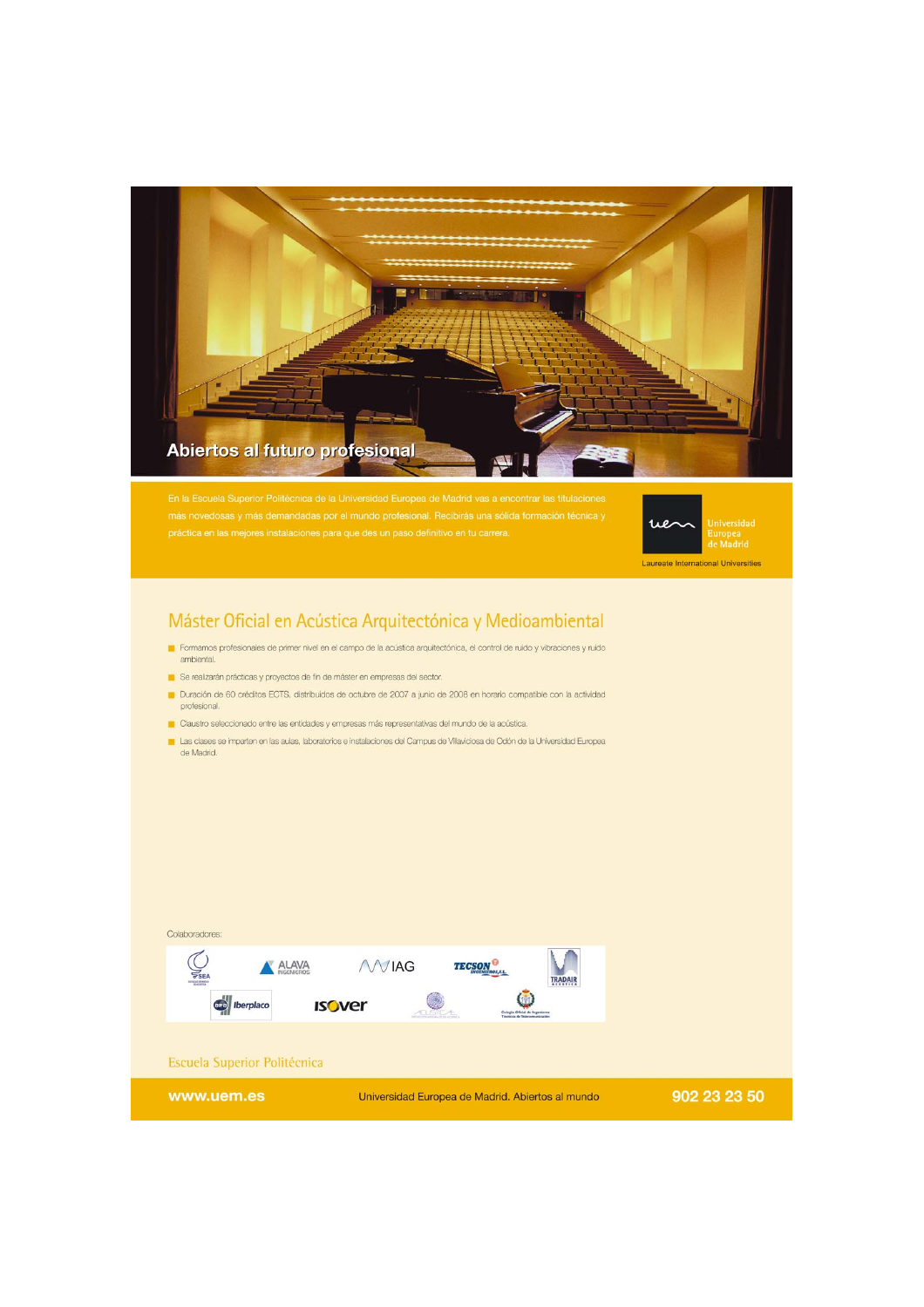# Abiertos al futuro profesional

En la Escuela Superior Politécnica de la Universidad Europea de Madrid vas a encontrar las titulaciones más novedosas y más demandadas por el mundo profesional. Recibirás una sólida formación técnica y práctica en las mejores instalaciones para que des un paso definitivo en tu carrera.

Universidad Europea de Madrid

Laureate International Universities

## Máster Oficial en Acústica Arquitectónica y Medioambiental

- Formamos profesionales de primer nivel en el campo de la acústica arquitectónica, el control de ruido y vibraciones y ruido ambiental.
- Se realizarán prácticas y proyectos de fin de máster en empresas del sector.
- Duración de 60 créditos ECTS, distribuidos de octubre de 2007 a junio de 2008 en horario compatible con la actividad profesional.
- Claustro seleccionado entre las entidades y empresas más representativas del mundo de la acústica.
- Las clases se imparten en las aulas, laboratorios e instalaciones del Campus de Villaviciosa de Odón de la Universidad Europea de Madrid.

Colaboradores:

SEA · ALAVA Ingenieros · IAG · TECSON Ingenieros, S.L. · TRADAIR Acústica · Iberplaco · ISOVER · Colegio Oficial de Ingenieros Técnicos de Telecomunicación

Escuela Superior Politécnica

www.uem.es — Universidad Europea de Madrid. Abiertos al mundo — 902 23 23 50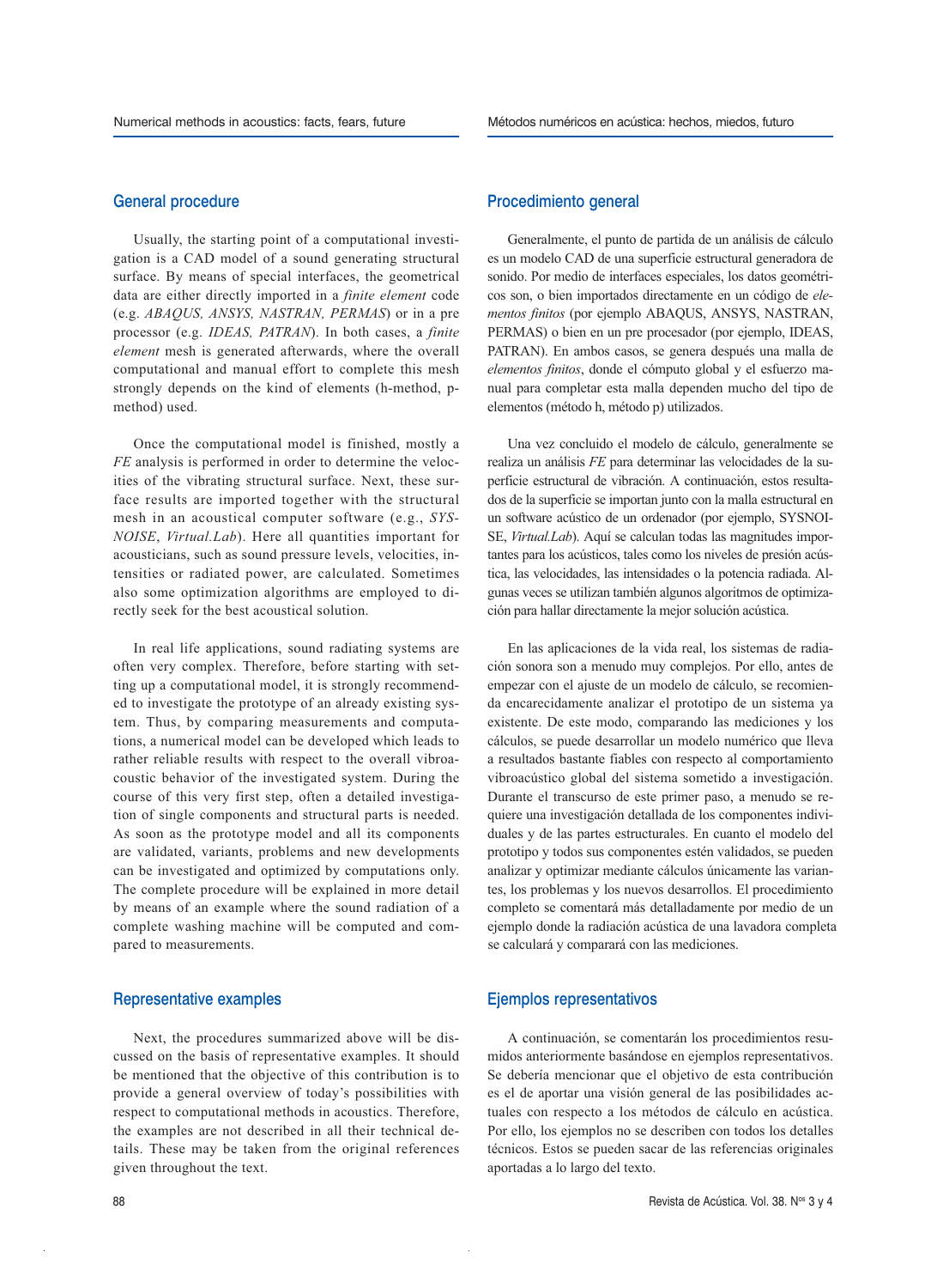## General procedure

Usually, the starting point of a computational investigation is a CAD model of a sound generating structural surface. By means of special interfaces, the geometrical data are either directly imported in a *finite element* code (e.g. *ABAQUS, ANSYS, NASTRAN, PERMAS*) or in a pre processor (e.g. *IDEAS, PATRAN*). In both cases, a *finite element* mesh is generated afterwards, where the overall computational and manual effort to complete this mesh strongly depends on the kind of elements (h-method, p-method) used.

Once the computational model is finished, mostly a *FE* analysis is performed in order to determine the velocities of the vibrating structural surface. Next, these surface results are imported together with the structural mesh in an acoustical computer software (e.g., *SYSNOISE*, *Virtual.Lab*). Here all quantities important for acousticians, such as sound pressure levels, velocities, intensities or radiated power, are calculated. Sometimes also some optimization algorithms are employed to directly seek for the best acoustical solution.

In real life applications, sound radiating systems are often very complex. Therefore, before starting with setting up a computational model, it is strongly recommended to investigate the prototype of an already existing system. Thus, by comparing measurements and computations, a numerical model can be developed which leads to rather reliable results with respect to the overall vibroacoustic behavior of the investigated system. During the course of this very first step, often a detailed investigation of single components and structural parts is needed. As soon as the prototype model and all its components are validated, variants, problems and new developments can be investigated and optimized by computations only. The complete procedure will be explained in more detail by means of an example where the sound radiation of a complete washing machine will be computed and compared to measurements.

## Representative examples

Next, the procedures summarized above will be discussed on the basis of representative examples. It should be mentioned that the objective of this contribution is to provide a general overview of today's possibilities with respect to computational methods in acoustics. Therefore, the examples are not described in all their technical details. These may be taken from the original references given throughout the text.

## Procedimiento general

Generalmente, el punto de partida de un análisis de cálculo es un modelo CAD de una superficie estructural generadora de sonido. Por medio de interfaces especiales, los datos geométricos son, o bien importados directamente en un código de *elementos finitos* (por ejemplo ABAQUS, ANSYS, NASTRAN, PERMAS) o bien en un pre procesador (por ejemplo, IDEAS, PATRAN). En ambos casos, se genera después una malla de *elementos finitos*, donde el cómputo global y el esfuerzo manual para completar esta malla dependen mucho del tipo de elementos (método h, método p) utilizados.

Una vez concluido el modelo de cálculo, generalmente se realiza un análisis *FE* para determinar las velocidades de la superficie estructural de vibración. A continuación, estos resultados de la superficie se importan junto con la malla estructural en un software acústico de un ordenador (por ejemplo, SYSNOISE, *Virtual.Lab*). Aquí se calculan todas las magnitudes importantes para los acústicos, tales como los niveles de presión acústica, las velocidades, las intensidades o la potencia radiada. Algunas veces se utilizan también algunos algoritmos de optimización para hallar directamente la mejor solución acústica.

En las aplicaciones de la vida real, los sistemas de radiación sonora son a menudo muy complejos. Por ello, antes de empezar con el ajuste de un modelo de cálculo, se recomienda encarecidamente analizar el prototipo de un sistema ya existente. De este modo, comparando las mediciones y los cálculos, se puede desarrollar un modelo numérico que lleva a resultados bastante fiables con respecto al comportamiento vibroacústico global del sistema sometido a investigación. Durante el transcurso de este primer paso, a menudo se requiere una investigación detallada de los componentes individuales y de las partes estructurales. En cuanto el modelo del prototipo y todos sus componentes estén validados, se pueden analizar y optimizar mediante cálculos únicamente las variantes, los problemas y los nuevos desarrollos. El procedimiento completo se comentará más detalladamente por medio de un ejemplo donde la radiación acústica de una lavadora completa se calculará y comparará con las mediciones.

## Ejemplos representativos

A continuación, se comentarán los procedimientos resumidos anteriormente basándose en ejemplos representativos. Se debería mencionar que el objetivo de esta contribución es el de aportar una visión general de las posibilidades actuales con respecto a los métodos de cálculo en acústica. Por ello, los ejemplos no se describen con todos los detalles técnicos. Estos se pueden sacar de las referencias originales aportadas a lo largo del texto.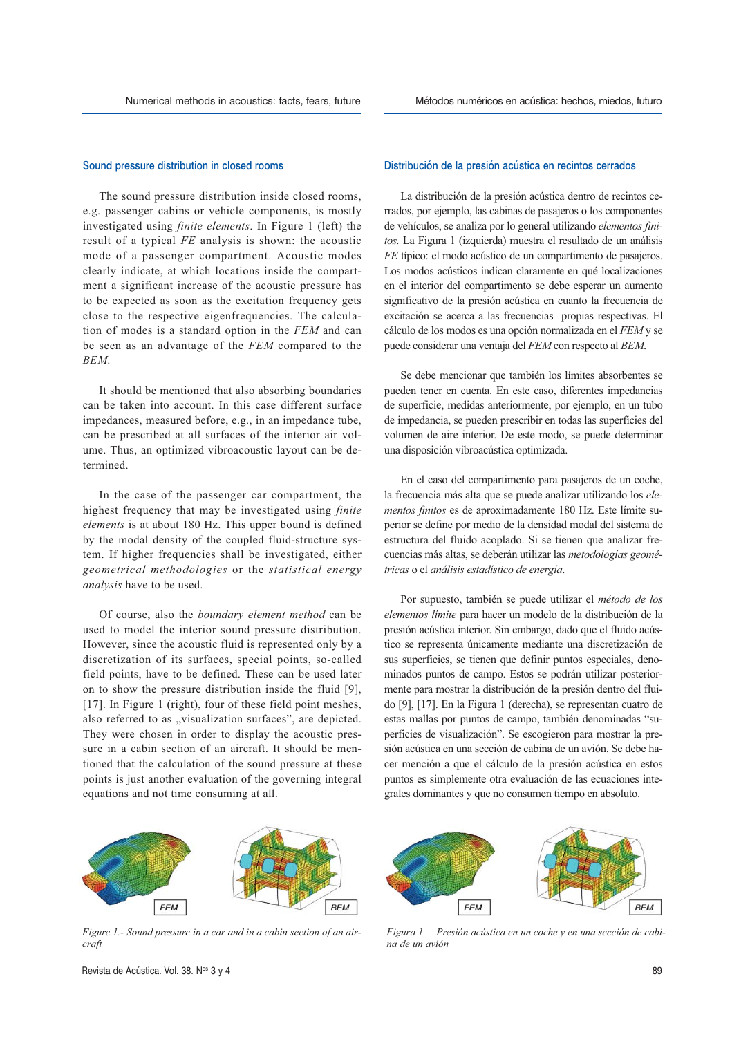## Sound pressure distribution in closed rooms

The sound pressure distribution inside closed rooms, e.g. passenger cabins or vehicle components, is mostly investigated using *finite elements*. In Figure 1 (left) the result of a typical *FE* analysis is shown: the acoustic mode of a passenger compartment. Acoustic modes clearly indicate, at which locations inside the compartment a significant increase of the acoustic pressure has to be expected as soon as the excitation frequency gets close to the respective eigenfrequencies. The calculation of modes is a standard option in the *FEM* and can be seen as an advantage of the *FEM* compared to the *BEM.*

It should be mentioned that also absorbing boundaries can be taken into account. In this case different surface impedances, measured before, e.g., in an impedance tube, can be prescribed at all surfaces of the interior air volume. Thus, an optimized vibroacoustic layout can be determined.

In the case of the passenger car compartment, the highest frequency that may be investigated using *finite elements* is at about 180 Hz. This upper bound is defined by the modal density of the coupled fluid-structure system. If higher frequencies shall be investigated, either *geometrical methodologies* or the *statistical energy analysis* have to be used.

Of course, also the *boundary element method* can be used to model the interior sound pressure distribution. However, since the acoustic fluid is represented only by a discretization of its surfaces, special points, so-called field points, have to be defined. These can be used later on to show the pressure distribution inside the fluid [9], [17]. In Figure 1 (right), four of these field point meshes, also referred to as „visualization surfaces", are depicted. They were chosen in order to display the acoustic pressure in a cabin section of an aircraft. It should be mentioned that the calculation of the sound pressure at these points is just another evaluation of the governing integral equations and not time consuming at all.

FEM BEM

*Figure 1.- Sound pressure in a car and in a cabin section of an aircraft*

## Distribución de la presión acústica en recintos cerrados

La distribución de la presión acústica dentro de recintos cerrados, por ejemplo, las cabinas de pasajeros o los componentes de vehículos, se analiza por lo general utilizando *elementos finitos.* La Figura 1 (izquierda) muestra el resultado de un análisis *FE* típico: el modo acústico de un compartimento de pasajeros. Los modos acústicos indican claramente en qué localizaciones en el interior del compartimento se debe esperar un aumento significativo de la presión acústica en cuanto la frecuencia de excitación se acerca a las frecuencias propias respectivas. El cálculo de los modos es una opción normalizada en el *FEM* y se puede considerar una ventaja del *FEM* con respecto al *BEM.*

Se debe mencionar que también los límites absorbentes se pueden tener en cuenta. En este caso, diferentes impedancias de superficie, medidas anteriormente, por ejemplo, en un tubo de impedancia, se pueden prescribir en todas las superficies del volumen de aire interior. De este modo, se puede determinar una disposición vibroacústica optimizada.

En el caso del compartimento para pasajeros de un coche, la frecuencia más alta que se puede analizar utilizando los *elementos finitos* es de aproximadamente 180 Hz. Este límite superior se define por medio de la densidad modal del sistema de estructura del fluido acoplado. Si se tienen que analizar frecuencias más altas, se deberán utilizar las *metodologías geométricas* o el *análisis estadístico de energía.*

Por supuesto, también se puede utilizar el *método de los elementos límite* para hacer un modelo de la distribución de la presión acústica interior. Sin embargo, dado que el fluido acústico se representa únicamente mediante una discretización de sus superficies, se tienen que definir puntos especiales, denominados puntos de campo. Estos se podrán utilizar posteriormente para mostrar la distribución de la presión dentro del fluido [9], [17]. En la Figura 1 (derecha), se representan cuatro de estas mallas por puntos de campo, también denominadas "superficies de visualización". Se escogieron para mostrar la presión acústica en una sección de cabina de un avión. Se debe hacer mención a que el cálculo de la presión acústica en estos puntos es simplemente otra evaluación de las ecuaciones integrales dominantes y que no consumen tiempo en absoluto.

FEM BEM

*Figura 1. – Presión acústica en un coche y en una sección de cabina de un avión*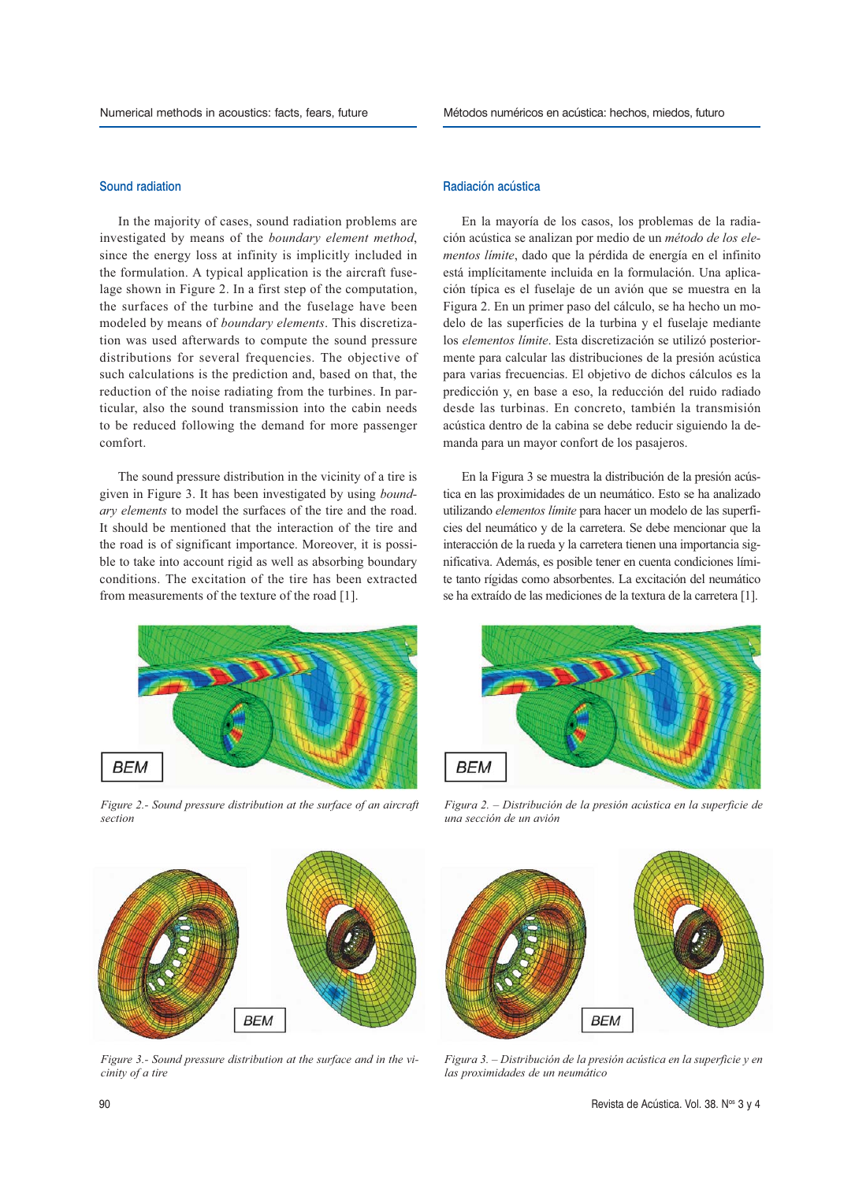## Sound radiation

In the majority of cases, sound radiation problems are investigated by means of the *boundary element method*, since the energy loss at infinity is implicitly included in the formulation. A typical application is the aircraft fuselage shown in Figure 2. In a first step of the computation, the surfaces of the turbine and the fuselage have been modeled by means of *boundary elements*. This discretization was used afterwards to compute the sound pressure distributions for several frequencies. The objective of such calculations is the prediction and, based on that, the reduction of the noise radiating from the turbines. In particular, also the sound transmission into the cabin needs to be reduced following the demand for more passenger comfort.

The sound pressure distribution in the vicinity of a tire is given in Figure 3. It has been investigated by using *boundary elements* to model the surfaces of the tire and the road. It should be mentioned that the interaction of the tire and the road is of significant importance. Moreover, it is possible to take into account rigid as well as absorbing boundary conditions. The excitation of the tire has been extracted from measurements of the texture of the road [1].

*Figure 2.- Sound pressure distribution at the surface of an aircraft section*

*Figure 3.- Sound pressure distribution at the surface and in the vicinity of a tire*

## Radiación acústica

En la mayoría de los casos, los problemas de la radiación acústica se analizan por medio de un *método de los elementos límite*, dado que la pérdida de energía en el infinito está implícitamente incluida en la formulación. Una aplicación típica es el fuselaje de un avión que se muestra en la Figura 2. En un primer paso del cálculo, se ha hecho un modelo de las superficies de la turbina y el fuselaje mediante los *elementos límite*. Esta discretización se utilizó posteriormente para calcular las distribuciones de la presión acústica para varias frecuencias. El objetivo de dichos cálculos es la predicción y, en base a eso, la reducción del ruido radiado desde las turbinas. En concreto, también la transmisión acústica dentro de la cabina se debe reducir siguiendo la demanda para un mayor confort de los pasajeros.

En la Figura 3 se muestra la distribución de la presión acústica en las proximidades de un neumático. Esto se ha analizado utilizando *elementos límite* para hacer un modelo de las superficies del neumático y de la carretera. Se debe mencionar que la interacción de la rueda y la carretera tienen una importancia significativa. Además, es posible tener en cuenta condiciones límite tanto rígidas como absorbentes. La excitación del neumático se ha extraído de las mediciones de la textura de la carretera [1].

*Figura 2. – Distribución de la presión acústica en la superficie de una sección de un avión*

*Figura 3. – Distribución de la presión acústica en la superficie y en las proximidades de un neumático*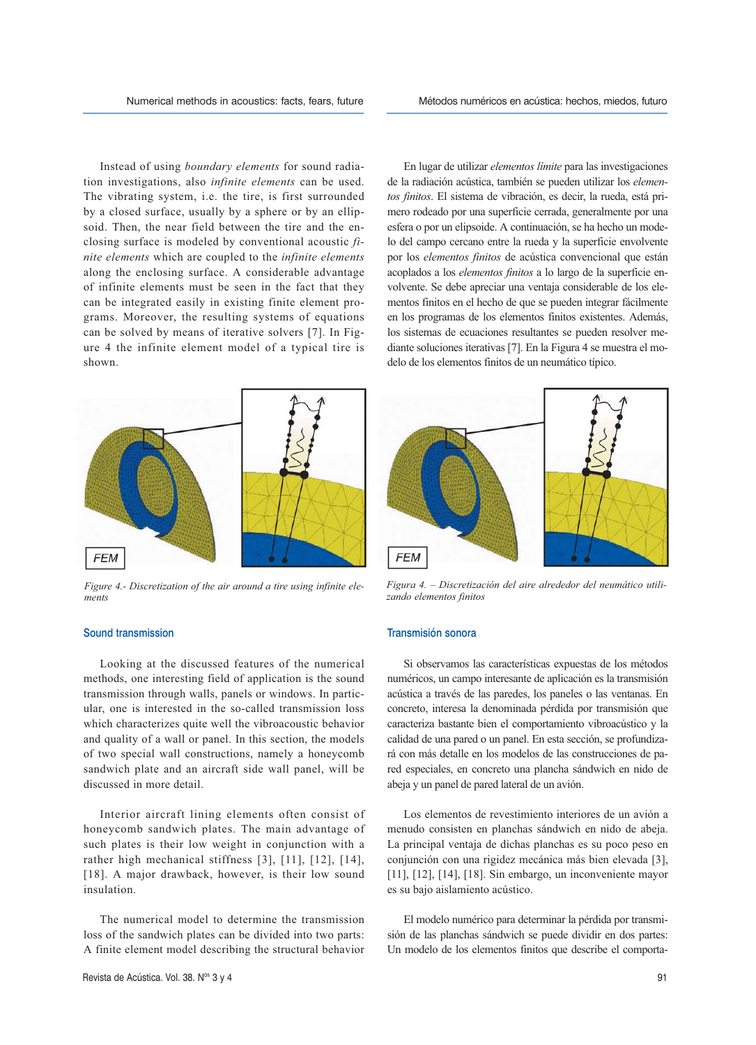Instead of using *boundary elements* for sound radiation investigations, also *infinite elements* can be used. The vibrating system, i.e. the tire, is first surrounded by a closed surface, usually by a sphere or by an ellipsoid. Then, the near field between the tire and the enclosing surface is modeled by conventional acoustic *finite elements* which are coupled to the *infinite elements* along the enclosing surface. A considerable advantage of infinite elements must be seen in the fact that they can be integrated easily in existing finite element programs. Moreover, the resulting systems of equations can be solved by means of iterative solvers [7]. In Figure 4 the infinite element model of a typical tire is shown.

*Figure 4.- Discretization of the air around a tire using infinite elements*

## Sound transmission

Looking at the discussed features of the numerical methods, one interesting field of application is the sound transmission through walls, panels or windows. In particular, one is interested in the so-called transmission loss which characterizes quite well the vibroacoustic behavior and quality of a wall or panel. In this section, the models of two special wall constructions, namely a honeycomb sandwich plate and an aircraft side wall panel, will be discussed in more detail.

Interior aircraft lining elements often consist of honeycomb sandwich plates. The main advantage of such plates is their low weight in conjunction with a rather high mechanical stiffness [3], [11], [12], [14], [18]. A major drawback, however, is their low sound insulation.

The numerical model to determine the transmission loss of the sandwich plates can be divided into two parts: A finite element model describing the structural behavior

---

En lugar de utilizar *elementos límite* para las investigaciones de la radiación acústica, también se pueden utilizar los *elementos finitos*. El sistema de vibración, es decir, la rueda, está primero rodeado por una superficie cerrada, generalmente por una esfera o por un elipsoide. A continuación, se ha hecho un modelo del campo cercano entre la rueda y la superficie envolvente por los *elementos finitos* de acústica convencional que están acoplados a los *elementos finitos* a lo largo de la superficie envolvente. Se debe apreciar una ventaja considerable de los elementos finitos en el hecho de que se pueden integrar fácilmente en los programas de los elementos finitos existentes. Además, los sistemas de ecuaciones resultantes se pueden resolver mediante soluciones iterativas [7]. En la Figura 4 se muestra el modelo de los elementos finitos de un neumático típico.

*Figura 4. – Discretización del aire alrededor del neumático utilizando elementos finitos*

## Transmisión sonora

Si observamos las características expuestas de los métodos numéricos, un campo interesante de aplicación es la transmisión acústica a través de las paredes, los paneles o las ventanas. En concreto, interesa la denominada pérdida por transmisión que caracteriza bastante bien el comportamiento vibroacústico y la calidad de una pared o un panel. En esta sección, se profundizará con más detalle en los modelos de las construcciones de pared especiales, en concreto una plancha sándwich en nido de abeja y un panel de pared lateral de un avión.

Los elementos de revestimiento interiores de un avión a menudo consisten en planchas sándwich en nido de abeja. La principal ventaja de dichas planchas es su poco peso en conjunción con una rigidez mecánica más bien elevada [3], [11], [12], [14], [18]. Sin embargo, un inconveniente mayor es su bajo aislamiento acústico.

El modelo numérico para determinar la pérdida por transmisión de las planchas sándwich se puede dividir en dos partes: Un modelo de los elementos finitos que describe el comporta-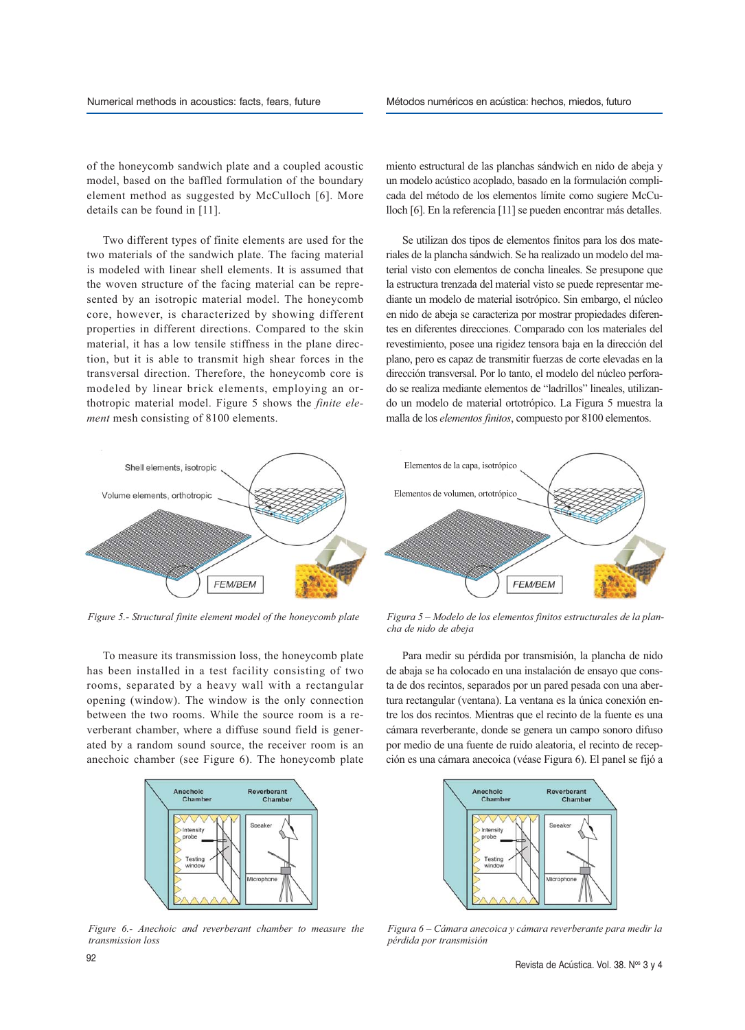of the honeycomb sandwich plate and a coupled acoustic model, based on the baffled formulation of the boundary element method as suggested by McCulloch [6]. More details can be found in [11].

Two different types of finite elements are used for the two materials of the sandwich plate. The facing material is modeled with linear shell elements. It is assumed that the woven structure of the facing material can be represented by an isotropic material model. The honeycomb core, however, is characterized by showing different properties in different directions. Compared to the skin material, it has a low tensile stiffness in the plane direction, but it is able to transmit high shear forces in the transversal direction. Therefore, the honeycomb core is modeled by linear brick elements, employing an orthotropic material model. Figure 5 shows the *finite element* mesh consisting of 8100 elements.

*Figure 5.- Structural finite element model of the honeycomb plate*

To measure its transmission loss, the honeycomb plate has been installed in a test facility consisting of two rooms, separated by a heavy wall with a rectangular opening (window). The window is the only connection between the two rooms. While the source room is a reverberant chamber, where a diffuse sound field is generated by a random sound source, the receiver room is an anechoic chamber (see Figure 6). The honeycomb plate

*Figure 6.- Anechoic and reverberant chamber to measure the transmission loss*

miento estructural de las planchas sándwich en nido de abeja y un modelo acústico acoplado, basado en la formulación complicada del método de los elementos límite como sugiere McCulloch [6]. En la referencia [11] se pueden encontrar más detalles.

Se utilizan dos tipos de elementos finitos para los dos materiales de la plancha sándwich. Se ha realizado un modelo del material visto con elementos de concha lineales. Se presupone que la estructura trenzada del material visto se puede representar mediante un modelo de material isotrópico. Sin embargo, el núcleo en nido de abeja se caracteriza por mostrar propiedades diferentes en diferentes direcciones. Comparado con los materiales del revestimiento, posee una rigidez tensora baja en la dirección del plano, pero es capaz de transmitir fuerzas de corte elevadas en la dirección transversal. Por lo tanto, el modelo del núcleo perforado se realiza mediante elementos de "ladrillos" lineales, utilizando un modelo de material ortotrópico. La Figura 5 muestra la malla de los *elementos finitos*, compuesto por 8100 elementos.

*Figura 5 – Modelo de los elementos finitos estructurales de la plancha de nido de abeja*

Para medir su pérdida por transmisión, la plancha de nido de abaja se ha colocado en una instalación de ensayo que consta de dos recintos, separados por un pared pesada con una abertura rectangular (ventana). La ventana es la única conexión entre los dos recintos. Mientras que el recinto de la fuente es una cámara reverberante, donde se genera un campo sonoro difuso por medio de una fuente de ruido aleatoria, el recinto de recepción es una cámara anecoica (véase Figura 6). El panel se fijó a

*Figura 6 – Cámara anecoica y cámara reverberante para medir la pérdida por transmisión*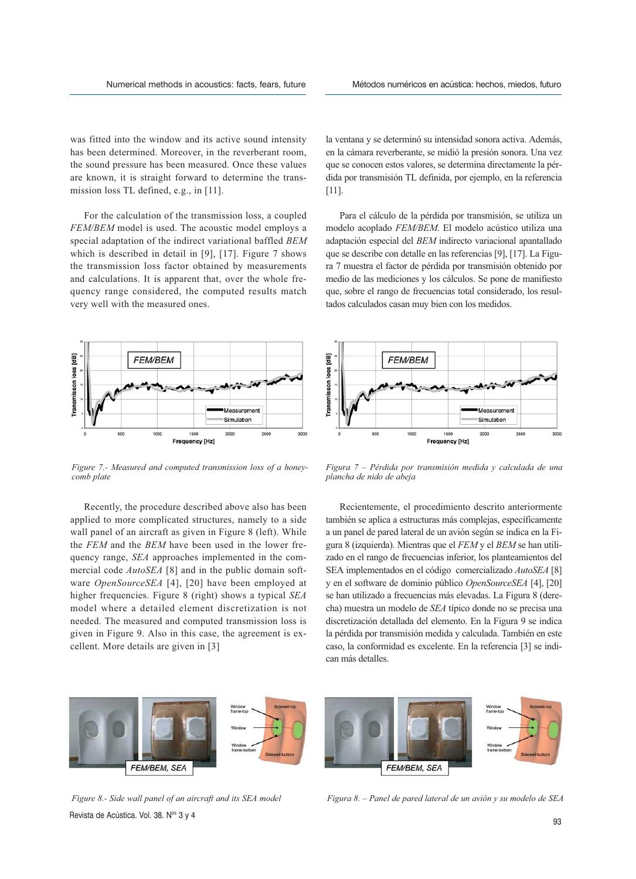was fitted into the window and its active sound intensity has been determined. Moreover, in the reverberant room, the sound pressure has been measured. Once these values are known, it is straight forward to determine the transmission loss TL defined, e.g., in [11].

For the calculation of the transmission loss, a coupled *FEM/BEM* model is used. The acoustic model employs a special adaptation of the indirect variational baffled *BEM* which is described in detail in [9], [17]. Figure 7 shows the transmission loss factor obtained by measurements and calculations. It is apparent that, over the whole frequency range considered, the computed results match very well with the measured ones.

*Figure 7.- Measured and computed transmission loss of a honeycomb plate*

Recently, the procedure described above also has been applied to more complicated structures, namely to a side wall panel of an aircraft as given in Figure 8 (left). While the *FEM* and the *BEM* have been used in the lower frequency range, *SEA* approaches implemented in the commercial code *AutoSEA* [8] and in the public domain software *OpenSourceSEA* [4], [20] have been employed at higher frequencies. Figure 8 (right) shows a typical *SEA* model where a detailed element discretization is not needed. The measured and computed transmission loss is given in Figure 9. Also in this case, the agreement is excellent. More details are given in [3]

*Figure 8.- Side wall panel of an aircraft and its SEA model*

la ventana y se determinó su intensidad sonora activa. Además, en la cámara reverberante, se midió la presión sonora. Una vez que se conocen estos valores, se determina directamente la pérdida por transmisión TL definida, por ejemplo, en la referencia [11].

Para el cálculo de la pérdida por transmisión, se utiliza un modelo acoplado *FEM/BEM*. El modelo acústico utiliza una adaptación especial del *BEM* indirecto variacional apantallado que se describe con detalle en las referencias [9], [17]. La Figura 7 muestra el factor de pérdida por transmisión obtenido por medio de las mediciones y los cálculos. Se pone de manifiesto que, sobre el rango de frecuencias total considerado, los resultados calculados casan muy bien con los medidos.

*Figura 7 – Pérdida por transmisión medida y calculada de una plancha de nido de abeja*

Recientemente, el procedimiento descrito anteriormente también se aplica a estructuras más complejas, específicamente a un panel de pared lateral de un avión según se indica en la Figura 8 (izquierda). Mientras que el *FEM* y el *BEM* se han utilizado en el rango de frecuencias inferior, los planteamientos del SEA implementados en el código comercializado *AutoSEA* [8] y en el software de dominio público *OpenSourceSEA* [4], [20] se han utilizado a frecuencias más elevadas. La Figura 8 (derecha) muestra un modelo de *SEA* típico donde no se precisa una discretización detallada del elemento. En la Figura 9 se indica la pérdida por transmisión medida y calculada. También en este caso, la conformidad es excelente. En la referencia [3] se indican más detalles.

*Figura 8. – Panel de pared lateral de un avión y su modelo de SEA*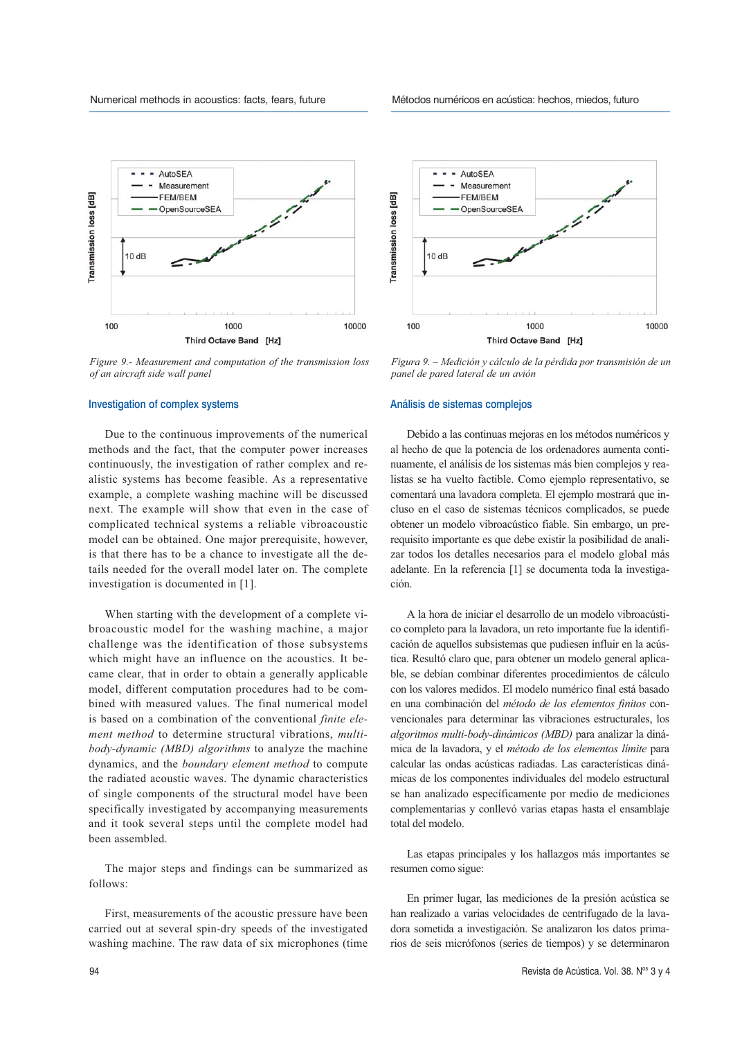Figure 9.- Measurement and computation of the transmission loss of an aircraft side wall panel

### Investigation of complex systems

Due to the continuous improvements of the numerical methods and the fact, that the computer power increases continuously, the investigation of rather complex and realistic systems has become feasible. As a representative example, a complete washing machine will be discussed next. The example will show that even in the case of complicated technical systems a reliable vibroacoustic model can be obtained. One major prerequisite, however, is that there has to be a chance to investigate all the details needed for the overall model later on. The complete investigation is documented in [1].

When starting with the development of a complete vibroacoustic model for the washing machine, a major challenge was the identification of those subsystems which might have an influence on the acoustics. It became clear, that in order to obtain a generally applicable model, different computation procedures had to be combined with measured values. The final numerical model is based on a combination of the conventional *finite element method* to determine structural vibrations, *multi-body-dynamic (MBD) algorithms* to analyze the machine dynamics, and the *boundary element method* to compute the radiated acoustic waves. The dynamic characteristics of single components of the structural model have been specifically investigated by accompanying measurements and it took several steps until the complete model had been assembled.

The major steps and findings can be summarized as follows:

First, measurements of the acoustic pressure have been carried out at several spin-dry speeds of the investigated washing machine. The raw data of six microphones (time

Figura 9. – Medición y cálculo de la pérdida por transmisión de un panel de pared lateral de un avión

### Análisis de sistemas complejos

Debido a las continuas mejoras en los métodos numéricos y al hecho de que la potencia de los ordenadores aumenta continuamente, el análisis de los sistemas más bien complejos y realistas se ha vuelto factible. Como ejemplo representativo, se comentará una lavadora completa. El ejemplo mostrará que incluso en el caso de sistemas técnicos complicados, se puede obtener un modelo vibroacústico fiable. Sin embargo, un prerequisito importante es que debe existir la posibilidad de analizar todos los detalles necesarios para el modelo global más adelante. En la referencia [1] se documenta toda la investigación.

A la hora de iniciar el desarrollo de un modelo vibroacústico completo para la lavadora, un reto importante fue la identificación de aquellos subsistemas que pudiesen influir en la acústica. Resultó claro que, para obtener un modelo general aplicable, se debían combinar diferentes procedimientos de cálculo con los valores medidos. El modelo numérico final está basado en una combinación del *método de los elementos finitos* convencionales para determinar las vibraciones estructurales, los *algoritmos multi-body-dinámicos (MBD)* para analizar la dinámica de la lavadora, y el *método de los elementos límite* para calcular las ondas acústicas radiadas. Las características dinámicas de los componentes individuales del modelo estructural se han analizado específicamente por medio de mediciones complementarias y conllevó varias etapas hasta el ensamblaje total del modelo.

Las etapas principales y los hallazgos más importantes se resumen como sigue:

En primer lugar, las mediciones de la presión acústica se han realizado a varias velocidades de centrifugado de la lavadora sometida a investigación. Se analizaron los datos primarios de seis micrófonos (series de tiempos) y se determinaron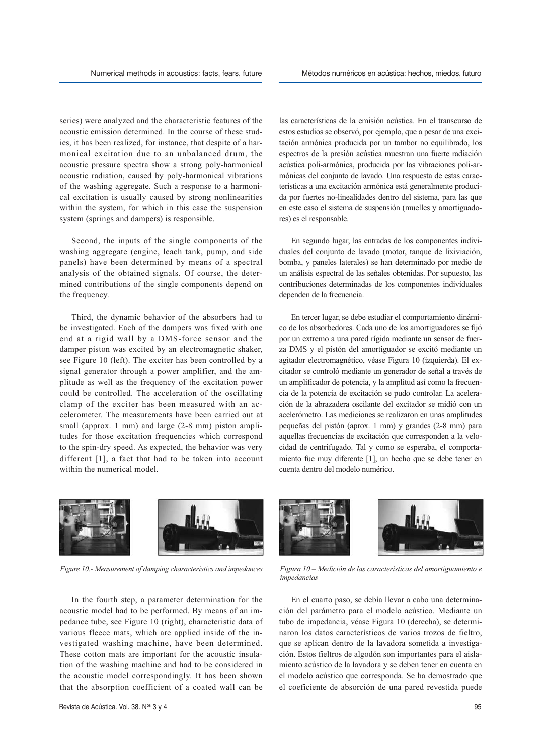series) were analyzed and the characteristic features of the acoustic emission determined. In the course of these studies, it has been realized, for instance, that despite of a harmonical excitation due to an unbalanced drum, the acoustic pressure spectra show a strong poly-harmonical acoustic radiation, caused by poly-harmonical vibrations of the washing aggregate. Such a response to a harmonical excitation is usually caused by strong nonlinearities within the system, for which in this case the suspension system (springs and dampers) is responsible.

Second, the inputs of the single components of the washing aggregate (engine, leach tank, pump, and side panels) have been determined by means of a spectral analysis of the obtained signals. Of course, the determined contributions of the single components depend on the frequency.

Third, the dynamic behavior of the absorbers had to be investigated. Each of the dampers was fixed with one end at a rigid wall by a DMS-force sensor and the damper piston was excited by an electromagnetic shaker, see Figure 10 (left). The exciter has been controlled by a signal generator through a power amplifier, and the amplitude as well as the frequency of the excitation power could be controlled. The acceleration of the oscillating clamp of the exciter has been measured with an accelerometer. The measurements have been carried out at small (approx. 1 mm) and large (2-8 mm) piston amplitudes for those excitation frequencies which correspond to the spin-dry speed. As expected, the behavior was very different [1], a fact that had to be taken into account within the numerical model.

*Figure 10.- Measurement of damping characteristics and impedances*

In the fourth step, a parameter determination for the acoustic model had to be performed. By means of an impedance tube, see Figure 10 (right), characteristic data of various fleece mats, which are applied inside of the investigated washing machine, have been determined. These cotton mats are important for the acoustic insulation of the washing machine and had to be considered in the acoustic model correspondingly. It has been shown that the absorption coefficient of a coated wall can be

las características de la emisión acústica. En el transcurso de estos estudios se observó, por ejemplo, que a pesar de una excitación armónica producida por un tambor no equilibrado, los espectros de la presión acústica muestran una fuerte radiación acústica poli-armónica, producida por las vibraciones poli-armónicas del conjunto de lavado. Una respuesta de estas características a una excitación armónica está generalmente producida por fuertes no-linealidades dentro del sistema, para las que en este caso el sistema de suspensión (muelles y amortiguadores) es el responsable.

En segundo lugar, las entradas de los componentes individuales del conjunto de lavado (motor, tanque de lixiviación, bomba, y paneles laterales) se han determinado por medio de un análisis espectral de las señales obtenidas. Por supuesto, las contribuciones determinadas de los componentes individuales dependen de la frecuencia.

En tercer lugar, se debe estudiar el comportamiento dinámico de los absorbedores. Cada uno de los amortiguadores se fijó por un extremo a una pared rígida mediante un sensor de fuerza DMS y el pistón del amortiguador se excitó mediante un agitador electromagnético, véase Figura 10 (izquierda). El excitador se controló mediante un generador de señal a través de un amplificador de potencia, y la amplitud así como la frecuencia de la potencia de excitación se pudo controlar. La aceleración de la abrazadera oscilante del excitador se midió con un acelerómetro. Las mediciones se realizaron en unas amplitudes pequeñas del pistón (aprox. 1 mm) y grandes (2-8 mm) para aquellas frecuencias de excitación que corresponden a la velocidad de centrifugado. Tal y como se esperaba, el comportamiento fue muy diferente [1], un hecho que se debe tener en cuenta dentro del modelo numérico.

*Figura 10 – Medición de las características del amortiguamiento e impedancias*

En el cuarto paso, se debía llevar a cabo una determinación del parámetro para el modelo acústico. Mediante un tubo de impedancia, véase Figura 10 (derecha), se determinaron los datos característicos de varios trozos de fieltro, que se aplican dentro de la lavadora sometida a investigación. Estos fieltros de algodón son importantes para el aislamiento acústico de la lavadora y se deben tener en cuenta en el modelo acústico que corresponda. Se ha demostrado que el coeficiente de absorción de una pared revestida puede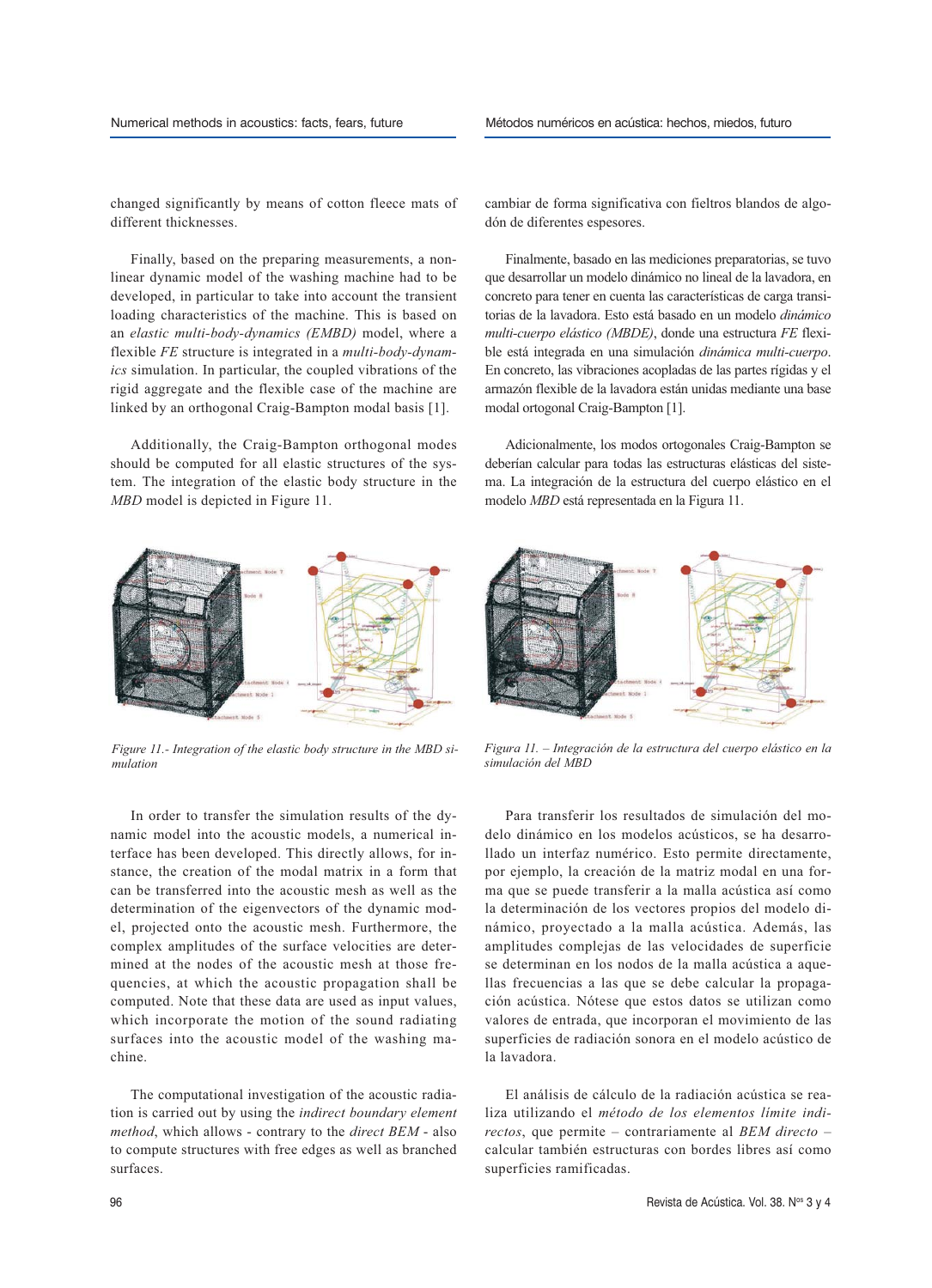changed significantly by means of cotton fleece mats of different thicknesses.

Finally, based on the preparing measurements, a nonlinear dynamic model of the washing machine had to be developed, in particular to take into account the transient loading characteristics of the machine. This is based on an *elastic multi-body-dynamics (EMBD)* model, where a flexible *FE* structure is integrated in a *multi-body-dynamics* simulation. In particular, the coupled vibrations of the rigid aggregate and the flexible case of the machine are linked by an orthogonal Craig-Bampton modal basis [1].

Additionally, the Craig-Bampton orthogonal modes should be computed for all elastic structures of the system. The integration of the elastic body structure in the *MBD* model is depicted in Figure 11.

*Figure 11.- Integration of the elastic body structure in the MBD simulation*

In order to transfer the simulation results of the dynamic model into the acoustic models, a numerical interface has been developed. This directly allows, for instance, the creation of the modal matrix in a form that can be transferred into the acoustic mesh as well as the determination of the eigenvectors of the dynamic model, projected onto the acoustic mesh. Furthermore, the complex amplitudes of the surface velocities are determined at the nodes of the acoustic mesh at those frequencies, at which the acoustic propagation shall be computed. Note that these data are used as input values, which incorporate the motion of the sound radiating surfaces into the acoustic model of the washing machine.

The computational investigation of the acoustic radiation is carried out by using the *indirect boundary element method*, which allows - contrary to the *direct BEM* - also to compute structures with free edges as well as branched surfaces.

cambiar de forma significativa con fieltros blandos de algodón de diferentes espesores.

Finalmente, basado en las mediciones preparatorias, se tuvo que desarrollar un modelo dinámico no lineal de la lavadora, en concreto para tener en cuenta las características de carga transitorias de la lavadora. Esto está basado en un modelo *dinámico multi-cuerpo elástico (MBDE)*, donde una estructura *FE* flexible está integrada en una simulación *dinámica multi-cuerpo*. En concreto, las vibraciones acopladas de las partes rígidas y el armazón flexible de la lavadora están unidas mediante una base modal ortogonal Craig-Bampton [1].

Adicionalmente, los modos ortogonales Craig-Bampton se deberían calcular para todas las estructuras elásticas del sistema. La integración de la estructura del cuerpo elástico en el modelo *MBD* está representada en la Figura 11.

*Figura 11. – Integración de la estructura del cuerpo elástico en la simulación del MBD*

Para transferir los resultados de simulación del modelo dinámico en los modelos acústicos, se ha desarrollado un interfaz numérico. Esto permite directamente, por ejemplo, la creación de la matriz modal en una forma que se puede transferir a la malla acústica así como la determinación de los vectores propios del modelo dinámico, proyectado a la malla acústica. Además, las amplitudes complejas de las velocidades de superficie se determinan en los nodos de la malla acústica a aquellas frecuencias a las que se debe calcular la propagación acústica. Nótese que estos datos se utilizan como valores de entrada, que incorporan el movimiento de las superficies de radiación sonora en el modelo acústico de la lavadora.

El análisis de cálculo de la radiación acústica se realiza utilizando el *método de los elementos límite indirectos*, que permite – contrariamente al *BEM directo* – calcular también estructuras con bordes libres así como superficies ramificadas.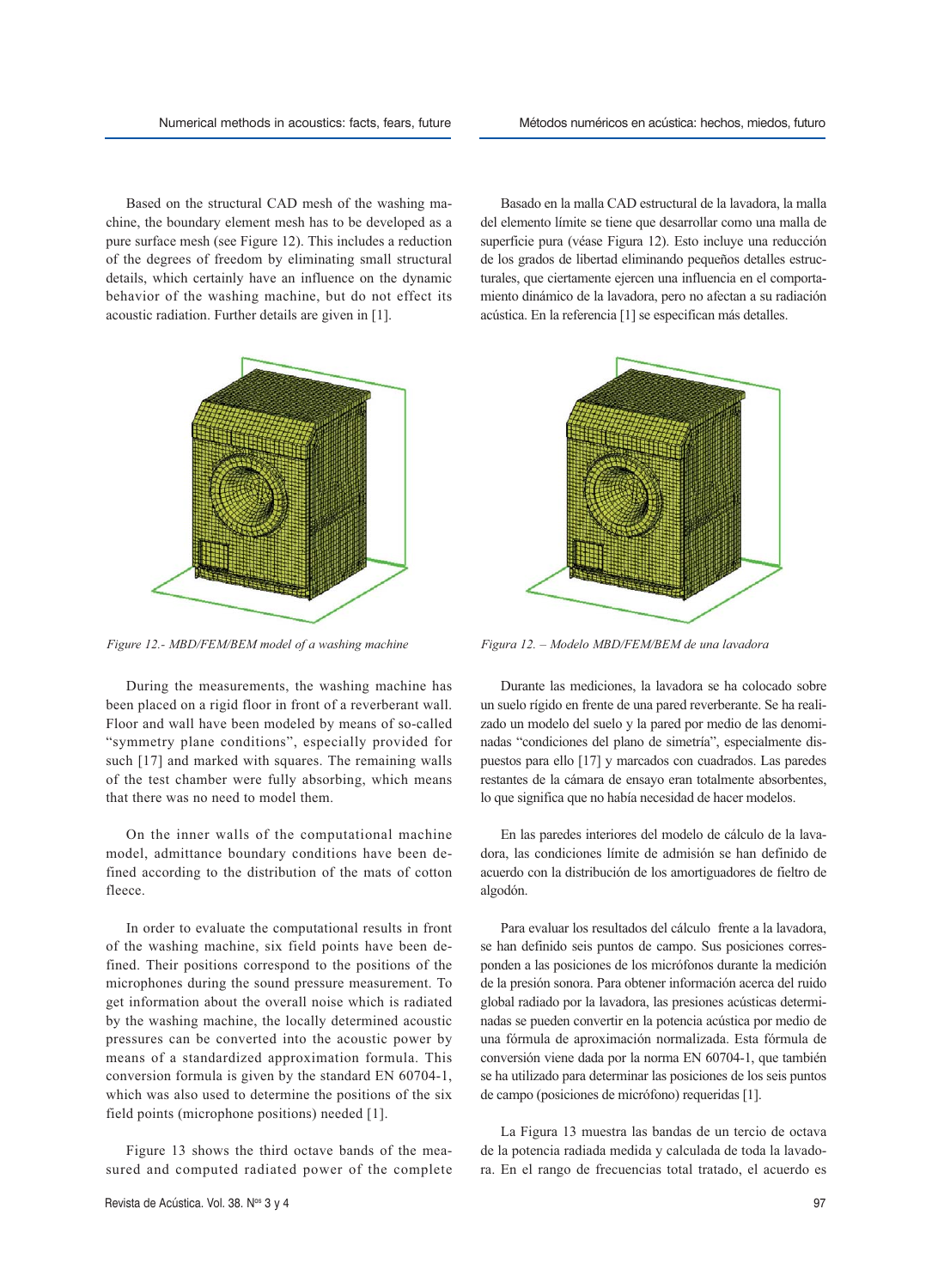Based on the structural CAD mesh of the washing machine, the boundary element mesh has to be developed as a pure surface mesh (see Figure 12). This includes a reduction of the degrees of freedom by eliminating small structural details, which certainly have an influence on the dynamic behavior of the washing machine, but do not effect its acoustic radiation. Further details are given in [1].

*Figure 12.- MBD/FEM/BEM model of a washing machine*

During the measurements, the washing machine has been placed on a rigid floor in front of a reverberant wall. Floor and wall have been modeled by means of so-called "symmetry plane conditions", especially provided for such [17] and marked with squares. The remaining walls of the test chamber were fully absorbing, which means that there was no need to model them.

On the inner walls of the computational machine model, admittance boundary conditions have been defined according to the distribution of the mats of cotton fleece.

In order to evaluate the computational results in front of the washing machine, six field points have been defined. Their positions correspond to the positions of the microphones during the sound pressure measurement. To get information about the overall noise which is radiated by the washing machine, the locally determined acoustic pressures can be converted into the acoustic power by means of a standardized approximation formula. This conversion formula is given by the standard EN 60704-1, which was also used to determine the positions of the six field points (microphone positions) needed [1].

Figure 13 shows the third octave bands of the measured and computed radiated power of the complete

Basado en la malla CAD estructural de la lavadora, la malla del elemento límite se tiene que desarrollar como una malla de superficie pura (véase Figura 12). Esto incluye una reducción de los grados de libertad eliminando pequeños detalles estructurales, que ciertamente ejercen una influencia en el comportamiento dinámico de la lavadora, pero no afectan a su radiación acústica. En la referencia [1] se especifican más detalles.

*Figura 12. – Modelo MBD/FEM/BEM de una lavadora*

Durante las mediciones, la lavadora se ha colocado sobre un suelo rígido en frente de una pared reverberante. Se ha realizado un modelo del suelo y la pared por medio de las denominadas "condiciones del plano de simetría", especialmente dispuestos para ello [17] y marcados con cuadrados. Las paredes restantes de la cámara de ensayo eran totalmente absorbentes, lo que significa que no había necesidad de hacer modelos.

En las paredes interiores del modelo de cálculo de la lavadora, las condiciones límite de admisión se han definido de acuerdo con la distribución de los amortiguadores de fieltro de algodón.

Para evaluar los resultados del cálculo frente a la lavadora, se han definido seis puntos de campo. Sus posiciones corresponden a las posiciones de los micrófonos durante la medición de la presión sonora. Para obtener información acerca del ruido global radiado por la lavadora, las presiones acústicas determinadas se pueden convertir en la potencia acústica por medio de una fórmula de aproximación normalizada. Esta fórmula de conversión viene dada por la norma EN 60704-1, que también se ha utilizado para determinar las posiciones de los seis puntos de campo (posiciones de micrófono) requeridas [1].

La Figura 13 muestra las bandas de un tercio de octava de la potencia radiada medida y calculada de toda la lavadora. En el rango de frecuencias total tratado, el acuerdo es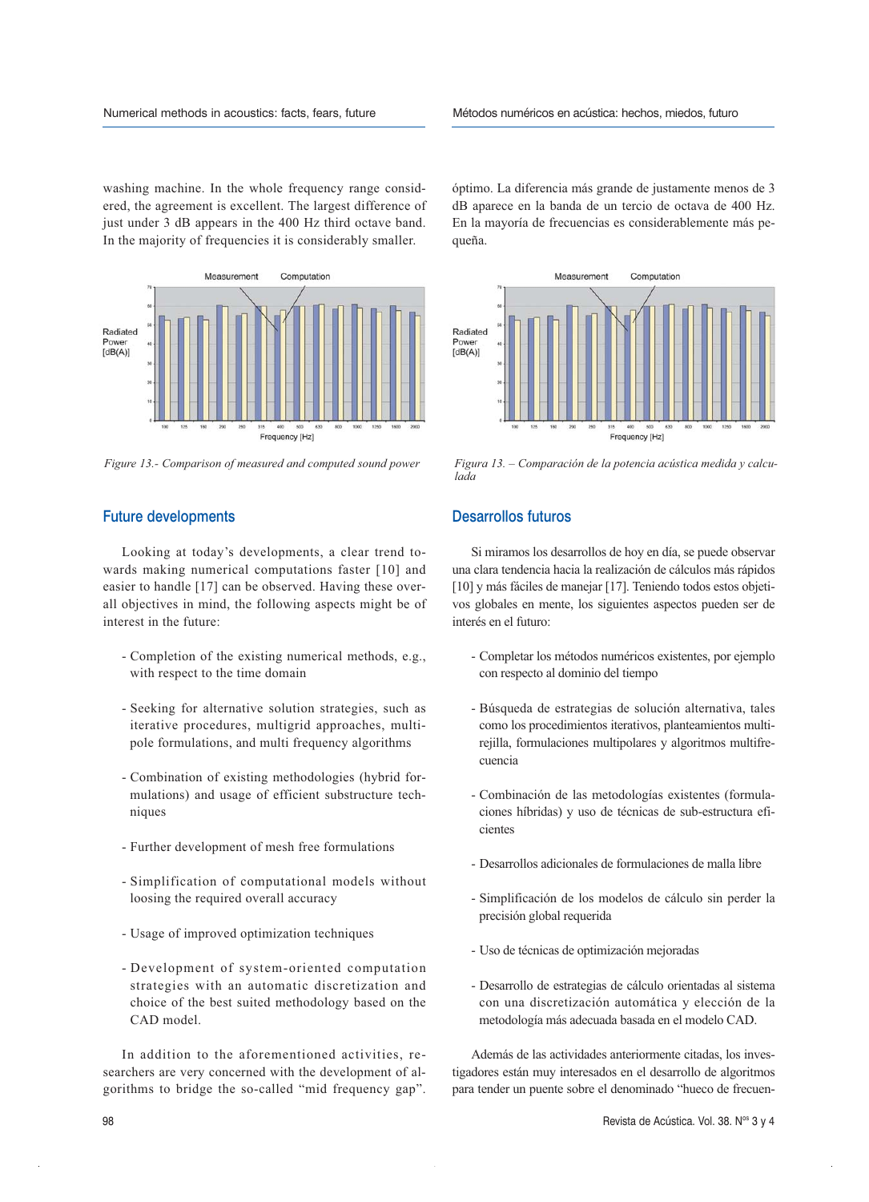washing machine. In the whole frequency range considered, the agreement is excellent. The largest difference of just under 3 dB appears in the 400 Hz third octave band. In the majority of frequencies it is considerably smaller.

*Figure 13.- Comparison of measured and computed sound power*

## Future developments

Looking at today's developments, a clear trend towards making numerical computations faster [10] and easier to handle [17] can be observed. Having these overall objectives in mind, the following aspects might be of interest in the future:

- Completion of the existing numerical methods, e.g., with respect to the time domain
- Seeking for alternative solution strategies, such as iterative procedures, multigrid approaches, multipole formulations, and multi frequency algorithms
- Combination of existing methodologies (hybrid formulations) and usage of efficient substructure techniques
- Further development of mesh free formulations
- Simplification of computational models without loosing the required overall accuracy
- Usage of improved optimization techniques
- Development of system-oriented computation strategies with an automatic discretization and choice of the best suited methodology based on the CAD model.

In addition to the aforementioned activities, researchers are very concerned with the development of algorithms to bridge the so-called "mid frequency gap".

óptimo. La diferencia más grande de justamente menos de 3 dB aparece en la banda de un tercio de octava de 400 Hz. En la mayoría de frecuencias es considerablemente más pequeña.

*Figura 13. – Comparación de la potencia acústica medida y calculada*

## Desarrollos futuros

Si miramos los desarrollos de hoy en día, se puede observar una clara tendencia hacia la realización de cálculos más rápidos [10] y más fáciles de manejar [17]. Teniendo todos estos objetivos globales en mente, los siguientes aspectos pueden ser de interés en el futuro:

- Completar los métodos numéricos existentes, por ejemplo con respecto al dominio del tiempo
- Búsqueda de estrategias de solución alternativa, tales como los procedimientos iterativos, planteamientos multi-rejilla, formulaciones multipolares y algoritmos multifrecuencia
- Combinación de las metodologías existentes (formulaciones híbridas) y uso de técnicas de sub-estructura eficientes
- Desarrollos adicionales de formulaciones de malla libre
- Simplificación de los modelos de cálculo sin perder la precisión global requerida
- Uso de técnicas de optimización mejoradas
- Desarrollo de estrategias de cálculo orientadas al sistema con una discretización automática y elección de la metodología más adecuada basada en el modelo CAD.

Además de las actividades anteriormente citadas, los investigadores están muy interesados en el desarrollo de algoritmos para tender un puente sobre el denominado "hueco de frecuen-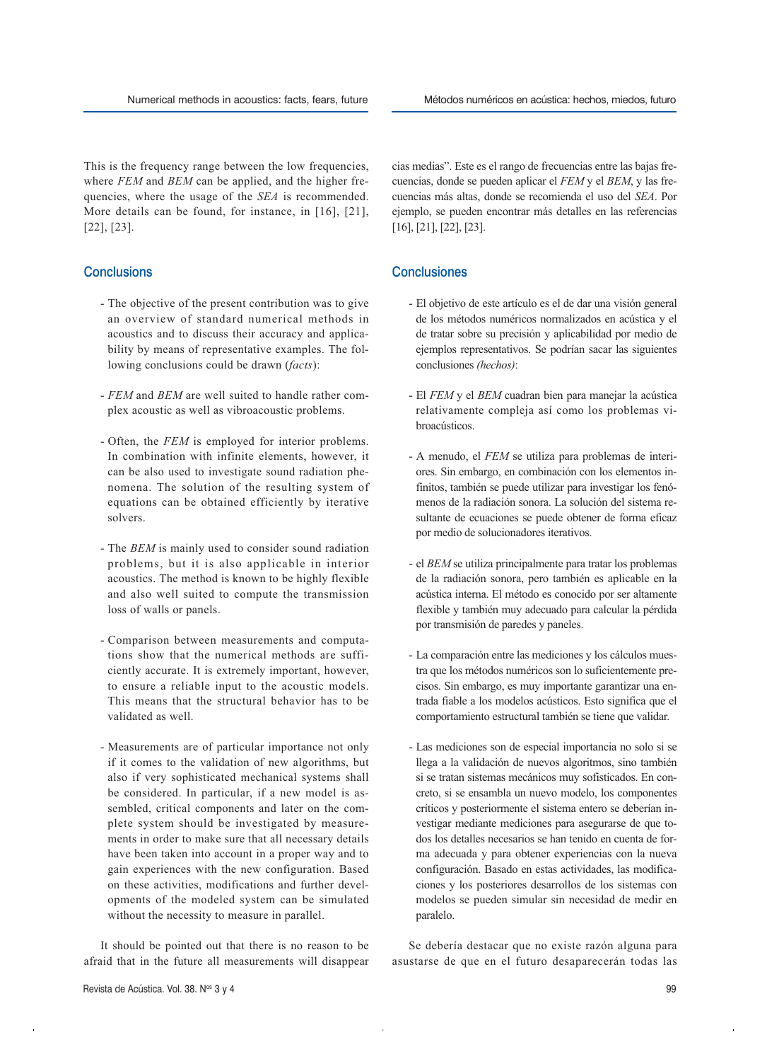This is the frequency range between the low frequencies, where *FEM* and *BEM* can be applied, and the higher frequencies, where the usage of the *SEA* is recommended. More details can be found, for instance, in [16], [21], [22], [23].

## Conclusions

- The objective of the present contribution was to give an overview of standard numerical methods in acoustics and to discuss their accuracy and applicability by means of representative examples. The following conclusions could be drawn (*facts*):

- *FEM* and *BEM* are well suited to handle rather complex acoustic as well as vibroacoustic problems.

- Often, the *FEM* is employed for interior problems. In combination with infinite elements, however, it can be also used to investigate sound radiation phenomena. The solution of the resulting system of equations can be obtained efficiently by iterative solvers.

- The *BEM* is mainly used to consider sound radiation problems, but it is also applicable in interior acoustics. The method is known to be highly flexible and also well suited to compute the transmission loss of walls or panels.

- Comparison between measurements and computations show that the numerical methods are sufficiently accurate. It is extremely important, however, to ensure a reliable input to the acoustic models. This means that the structural behavior has to be validated as well.

- Measurements are of particular importance not only if it comes to the validation of new algorithms, but also if very sophisticated mechanical systems shall be considered. In particular, if a new model is assembled, critical components and later on the complete system should be investigated by measurements in order to make sure that all necessary details have been taken into account in a proper way and to gain experiences with the new configuration. Based on these activities, modifications and further developments of the modeled system can be simulated without the necessity to measure in parallel.

It should be pointed out that there is no reason to be afraid that in the future all measurements will disappear

cias medias". Este es el rango de frecuencias entre las bajas frecuencias, donde se pueden aplicar el *FEM* y el *BEM*, y las frecuencias más altas, donde se recomienda el uso del *SEA*. Por ejemplo, se pueden encontrar más detalles en las referencias [16], [21], [22], [23].

## Conclusiones

- El objetivo de este artículo es el de dar una visión general de los métodos numéricos normalizados en acústica y el de tratar sobre su precisión y aplicabilidad por medio de ejemplos representativos. Se podrían sacar las siguientes conclusiones *(hechos)*:

- El *FEM* y el *BEM* cuadran bien para manejar la acústica relativamente compleja así como los problemas vibroacústicos.

- A menudo, el *FEM* se utiliza para problemas de interiores. Sin embargo, en combinación con los elementos infinitos, también se puede utilizar para investigar los fenómenos de la radiación sonora. La solución del sistema resultante de ecuaciones se puede obtener de forma eficaz por medio de solucionadores iterativos.

- el *BEM* se utiliza principalmente para tratar los problemas de la radiación sonora, pero también es aplicable en la acústica interna. El método es conocido por ser altamente flexible y también muy adecuado para calcular la pérdida por transmisión de paredes y paneles.

- La comparación entre las mediciones y los cálculos muestra que los métodos numéricos son lo suficientemente precisos. Sin embargo, es muy importante garantizar una entrada fiable a los modelos acústicos. Esto significa que el comportamiento estructural también se tiene que validar.

- Las mediciones son de especial importancia no solo si se llega a la validación de nuevos algoritmos, sino también si se tratan sistemas mecánicos muy sofisticados. En concreto, si se ensambla un nuevo modelo, los componentes críticos y posteriormente el sistema entero se deberían investigar mediante mediciones para asegurarse de que todos los detalles necesarios se han tenido en cuenta de forma adecuada y para obtener experiencias con la nueva configuración. Basado en estas actividades, las modificaciones y los posteriores desarrollos de los sistemas con modelos se pueden simular sin necesidad de medir en paralelo.

Se debería destacar que no existe razón alguna para asustarse de que en el futuro desaparecerán todas las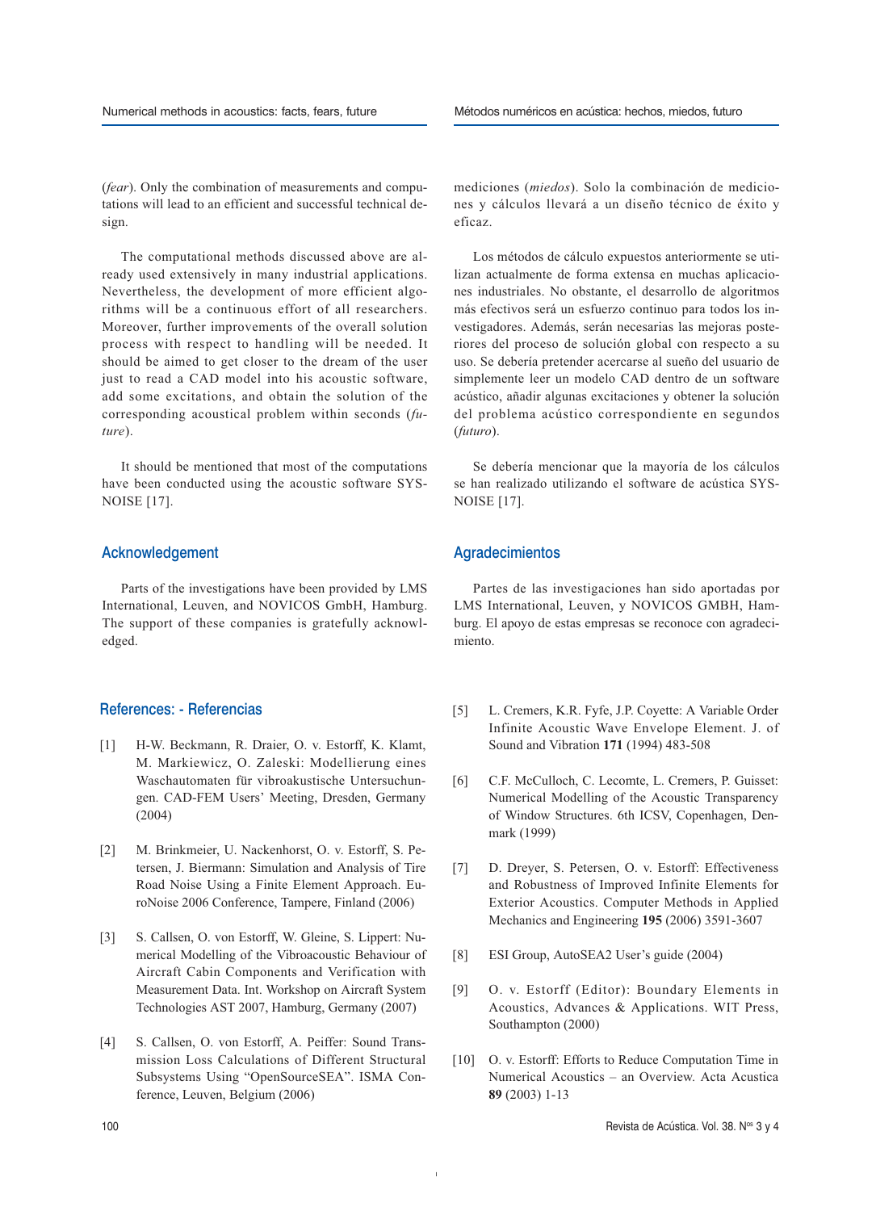(*fear*). Only the combination of measurements and computations will lead to an efficient and successful technical design.

The computational methods discussed above are already used extensively in many industrial applications. Nevertheless, the development of more efficient algorithms will be a continuous effort of all researchers. Moreover, further improvements of the overall solution process with respect to handling will be needed. It should be aimed to get closer to the dream of the user just to read a CAD model into his acoustic software, add some excitations, and obtain the solution of the corresponding acoustical problem within seconds (*future*).

It should be mentioned that most of the computations have been conducted using the acoustic software SYSNOISE [17].

## Acknowledgement

Parts of the investigations have been provided by LMS International, Leuven, and NOVICOS GmbH, Hamburg. The support of these companies is gratefully acknowledged.

mediciones (*miedos*). Solo la combinación de mediciones y cálculos llevará a un diseño técnico de éxito y eficaz.

Los métodos de cálculo expuestos anteriormente se utilizan actualmente de forma extensa en muchas aplicaciones industriales. No obstante, el desarrollo de algoritmos más efectivos será un esfuerzo continuo para todos los investigadores. Además, serán necesarias las mejoras posteriores del proceso de solución global con respecto a su uso. Se debería pretender acercarse al sueño del usuario de simplemente leer un modelo CAD dentro de un software acústico, añadir algunas excitaciones y obtener la solución del problema acústico correspondiente en segundos (*futuro*).

Se debería mencionar que la mayoría de los cálculos se han realizado utilizando el software de acústica SYSNOISE [17].

## Agradecimientos

Partes de las investigaciones han sido aportadas por LMS International, Leuven, y NOVICOS GMBH, Hamburg. El apoyo de estas empresas se reconoce con agradecimiento.

## References: - Referencias

[1] H-W. Beckmann, R. Draier, O. v. Estorff, K. Klamt, M. Markiewicz, O. Zaleski: Modellierung eines Waschautomaten für vibroakustische Untersuchungen. CAD-FEM Users' Meeting, Dresden, Germany (2004)

[2] M. Brinkmeier, U. Nackenhorst, O. v. Estorff, S. Petersen, J. Biermann: Simulation and Analysis of Tire Road Noise Using a Finite Element Approach. EuroNoise 2006 Conference, Tampere, Finland (2006)

[3] S. Callsen, O. von Estorff, W. Gleine, S. Lippert: Numerical Modelling of the Vibroacoustic Behaviour of Aircraft Cabin Components and Verification with Measurement Data. Int. Workshop on Aircraft System Technologies AST 2007, Hamburg, Germany (2007)

[4] S. Callsen, O. von Estorff, A. Peiffer: Sound Transmission Loss Calculations of Different Structural Subsystems Using "OpenSourceSEA". ISMA Conference, Leuven, Belgium (2006)

[5] L. Cremers, K.R. Fyfe, J.P. Coyette: A Variable Order Infinite Acoustic Wave Envelope Element. J. of Sound and Vibration **171** (1994) 483-508

[6] C.F. McCulloch, C. Lecomte, L. Cremers, P. Guisset: Numerical Modelling of the Acoustic Transparency of Window Structures. 6th ICSV, Copenhagen, Denmark (1999)

[7] D. Dreyer, S. Petersen, O. v. Estorff: Effectiveness and Robustness of Improved Infinite Elements for Exterior Acoustics. Computer Methods in Applied Mechanics and Engineering **195** (2006) 3591-3607

[8] ESI Group, AutoSEA2 User's guide (2004)

[9] O. v. Estorff (Editor): Boundary Elements in Acoustics, Advances & Applications. WIT Press, Southampton (2000)

[10] O. v. Estorff: Efforts to Reduce Computation Time in Numerical Acoustics – an Overview. Acta Acustica **89** (2003) 1-13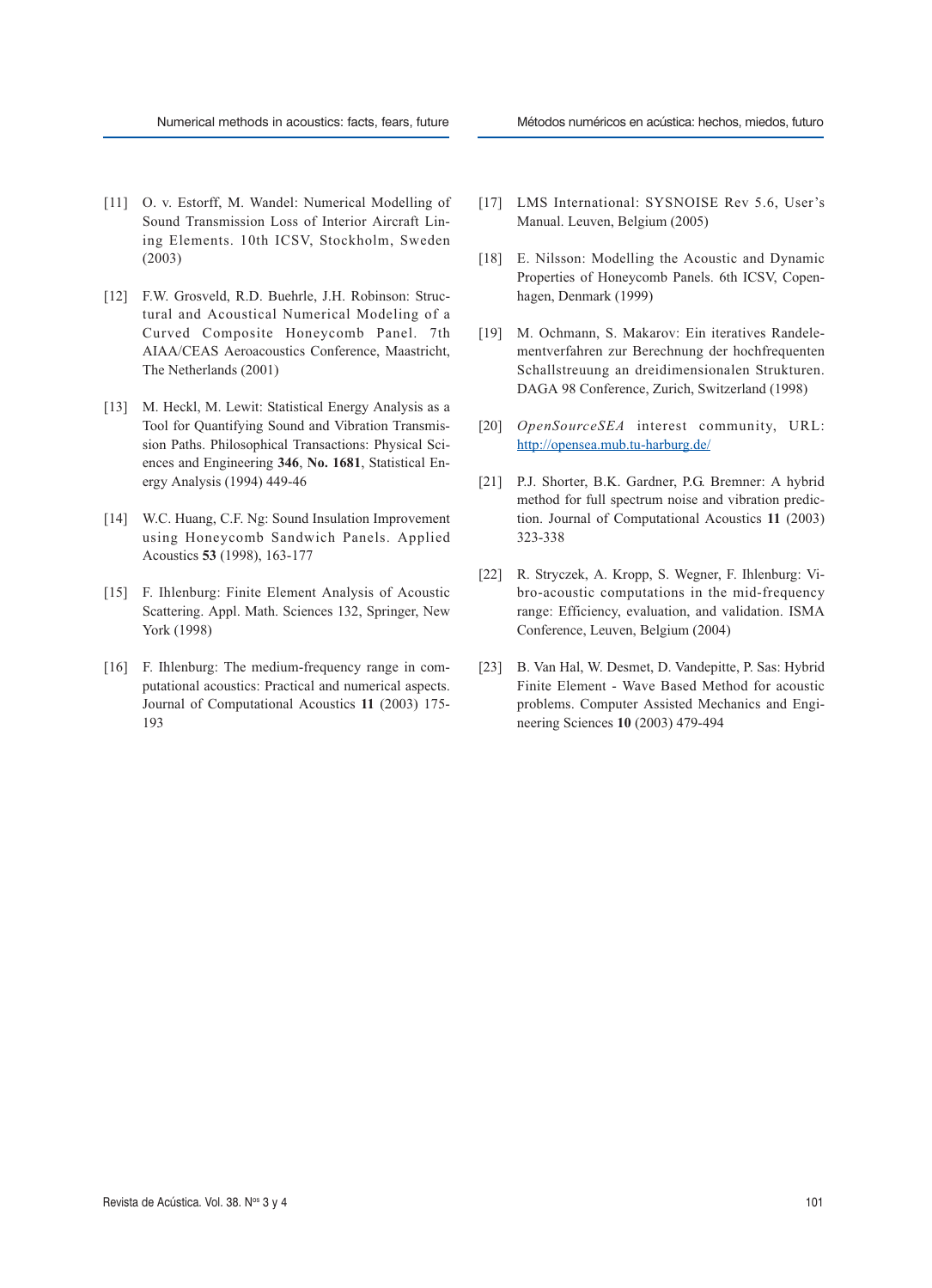[11] O. v. Estorff, M. Wandel: Numerical Modelling of Sound Transmission Loss of Interior Aircraft Lining Elements. 10th ICSV, Stockholm, Sweden (2003)

[12] F.W. Grosveld, R.D. Buehrle, J.H. Robinson: Structural and Acoustical Numerical Modeling of a Curved Composite Honeycomb Panel. 7th AIAA/CEAS Aeroacoustics Conference, Maastricht, The Netherlands (2001)

[13] M. Heckl, M. Lewit: Statistical Energy Analysis as a Tool for Quantifying Sound and Vibration Transmission Paths. Philosophical Transactions: Physical Sciences and Engineering **346**, **No. 1681**, Statistical Energy Analysis (1994) 449-46

[14] W.C. Huang, C.F. Ng: Sound Insulation Improvement using Honeycomb Sandwich Panels. Applied Acoustics **53** (1998), 163-177

[15] F. Ihlenburg: Finite Element Analysis of Acoustic Scattering. Appl. Math. Sciences 132, Springer, New York (1998)

[16] F. Ihlenburg: The medium-frequency range in computational acoustics: Practical and numerical aspects. Journal of Computational Acoustics **11** (2003) 175-193

[17] LMS International: SYSNOISE Rev 5.6, User's Manual. Leuven, Belgium (2005)

[18] E. Nilsson: Modelling the Acoustic and Dynamic Properties of Honeycomb Panels. 6th ICSV, Copenhagen, Denmark (1999)

[19] M. Ochmann, S. Makarov: Ein iteratives Randelementverfahren zur Berechnung der hochfrequenten Schallstreuung an dreidimensionalen Strukturen. DAGA 98 Conference, Zurich, Switzerland (1998)

[20] *OpenSourceSEA* interest community, URL: http://opensea.mub.tu-harburg.de/

[21] P.J. Shorter, B.K. Gardner, P.G. Bremner: A hybrid method for full spectrum noise and vibration prediction. Journal of Computational Acoustics **11** (2003) 323-338

[22] R. Stryczek, A. Kropp, S. Wegner, F. Ihlenburg: Vibro-acoustic computations in the mid-frequency range: Efficiency, evaluation, and validation. ISMA Conference, Leuven, Belgium (2004)

[23] B. Van Hal, W. Desmet, D. Vandepitte, P. Sas: Hybrid Finite Element - Wave Based Method for acoustic problems. Computer Assisted Mechanics and Engineering Sciences **10** (2003) 479-494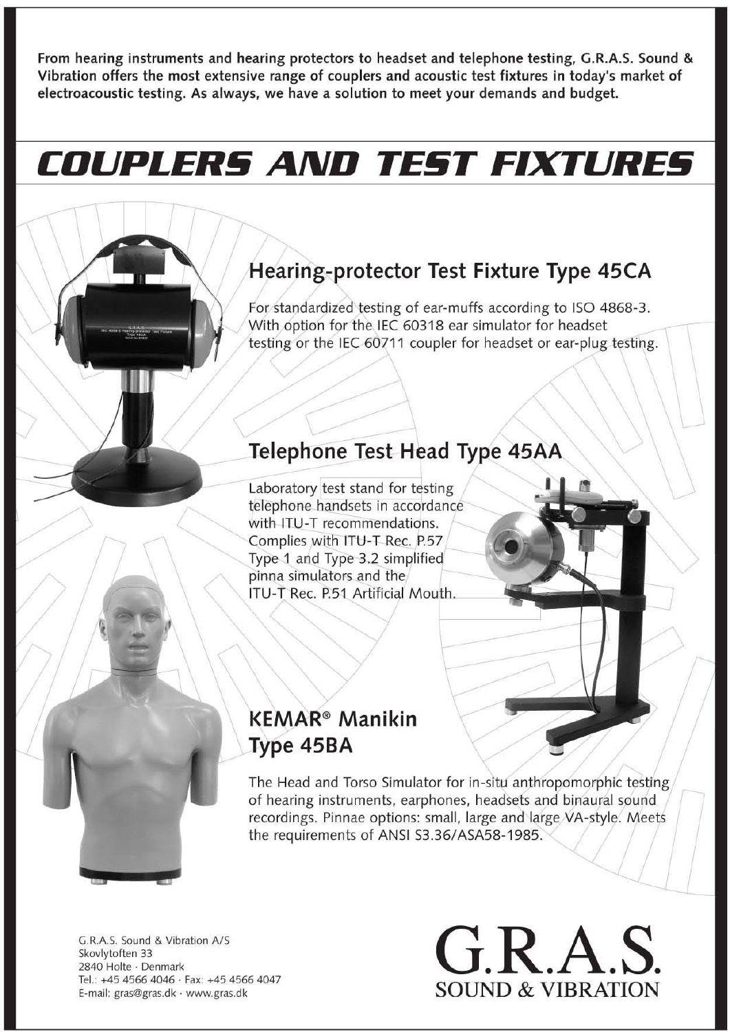From hearing instruments and hearing protectors to headset and telephone testing, G.R.A.S. Sound & Vibration offers the most extensive range of couplers and acoustic test fixtures in today's market of electroacoustic testing. As always, we have a solution to meet your demands and budget.

# COUPLERS AND TEST FIXTURES

## Hearing-protector Test Fixture Type 45CA

For standardized testing of ear-muffs according to ISO 4868-3. With option for the IEC 60318 ear simulator for headset testing or the IEC 60711 coupler for headset or ear-plug testing.

## Telephone Test Head Type 45AA

Laboratory test stand for testing telephone handsets in accordance with ITU-T recommendations. Complies with ITU-T Rec. P.57 Type 1 and Type 3.2 simplified pinna simulators and the ITU-T Rec. P.51 Artificial Mouth.

## KEMAR® Manikin Type 45BA

The Head and Torso Simulator for in-situ anthropomorphic testing of hearing instruments, earphones, headsets and binaural sound recordings. Pinnae options: small, large and large VA-style. Meets the requirements of ANSI S3.36/ASA58-1985.

G.R.A.S. Sound & Vibration A/S
Skovlytoften 33
2840 Holte · Denmark
Tel.: +45 4566 4046 · Fax: +45 4566 4047
E-mail: gras@gras.dk · www.gras.dk

G.R.A.S.
SOUND & VIBRATION